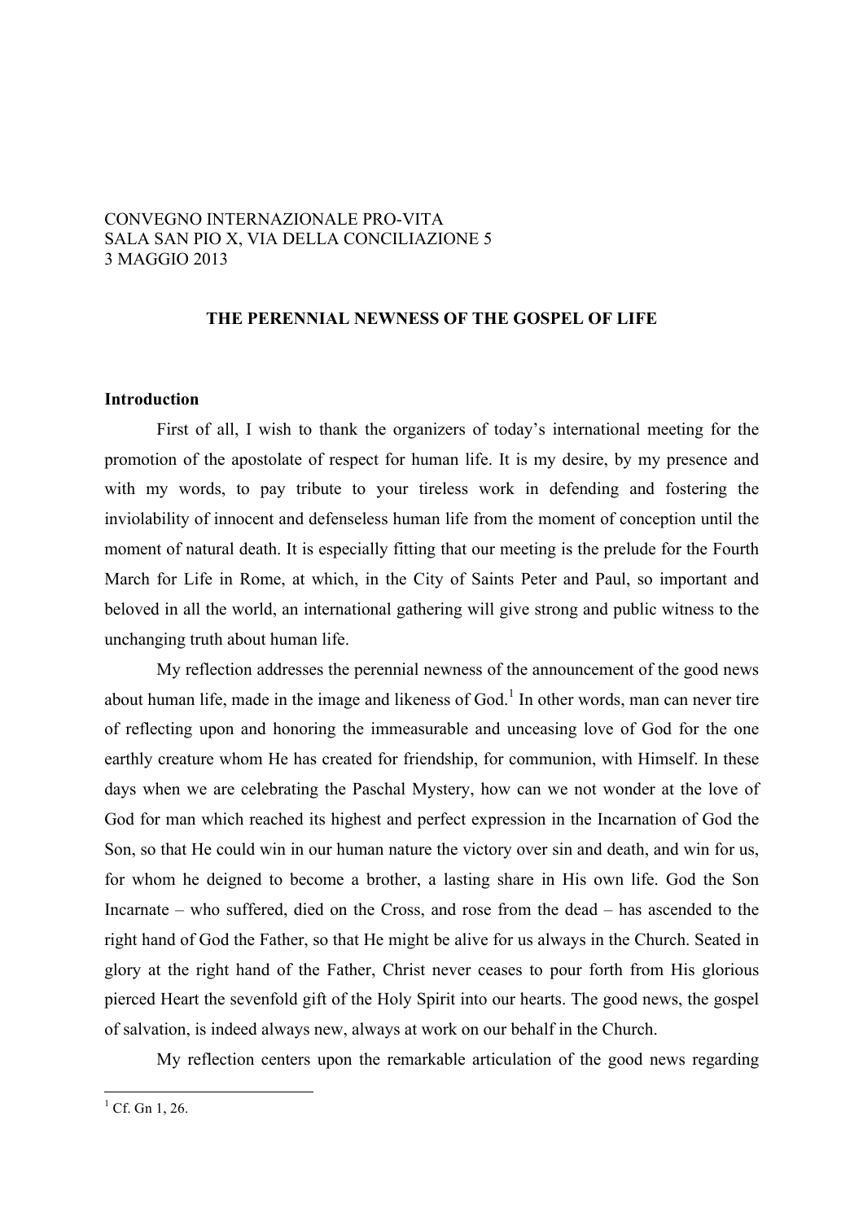CONVEGNO INTERNAZIONALE PRO-VITA
SALA SAN PIO X, VIA DELLA CONCILIAZIONE 5
3 MAGGIO 2013

# THE PERENNIAL NEWNESS OF THE GOSPEL OF LIFE

## Introduction

First of all, I wish to thank the organizers of today's international meeting for the promotion of the apostolate of respect for human life. It is my desire, by my presence and with my words, to pay tribute to your tireless work in defending and fostering the inviolability of innocent and defenseless human life from the moment of conception until the moment of natural death. It is especially fitting that our meeting is the prelude for the Fourth March for Life in Rome, at which, in the City of Saints Peter and Paul, so important and beloved in all the world, an international gathering will give strong and public witness to the unchanging truth about human life.

My reflection addresses the perennial newness of the announcement of the good news about human life, made in the image and likeness of God.[1] In other words, man can never tire of reflecting upon and honoring the immeasurable and unceasing love of God for the one earthly creature whom He has created for friendship, for communion, with Himself. In these days when we are celebrating the Paschal Mystery, how can we not wonder at the love of God for man which reached its highest and perfect expression in the Incarnation of God the Son, so that He could win in our human nature the victory over sin and death, and win for us, for whom he deigned to become a brother, a lasting share in His own life. God the Son Incarnate – who suffered, died on the Cross, and rose from the dead – has ascended to the right hand of God the Father, so that He might be alive for us always in the Church. Seated in glory at the right hand of the Father, Christ never ceases to pour forth from His glorious pierced Heart the sevenfold gift of the Holy Spirit into our hearts. The good news, the gospel of salvation, is indeed always new, always at work on our behalf in the Church.

My reflection centers upon the remarkable articulation of the good news regarding

[1] Cf. Gn 1, 26.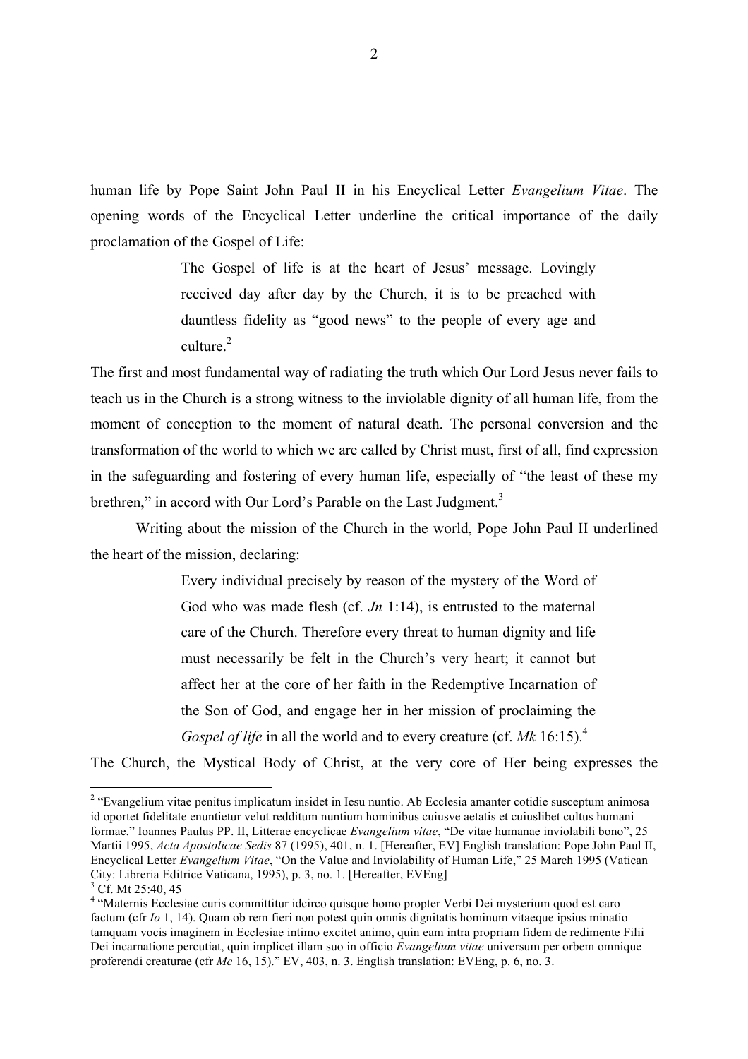human life by Pope Saint John Paul II in his Encyclical Letter *Evangelium Vitae*. The opening words of the Encyclical Letter underline the critical importance of the daily proclamation of the Gospel of Life:

> The Gospel of life is at the heart of Jesus' message. Lovingly received day after day by the Church, it is to be preached with dauntless fidelity as "good news" to the people of every age and culture.[2]

The first and most fundamental way of radiating the truth which Our Lord Jesus never fails to teach us in the Church is a strong witness to the inviolable dignity of all human life, from the moment of conception to the moment of natural death. The personal conversion and the transformation of the world to which we are called by Christ must, first of all, find expression in the safeguarding and fostering of every human life, especially of "the least of these my brethren," in accord with Our Lord's Parable on the Last Judgment.[3]

Writing about the mission of the Church in the world, Pope John Paul II underlined the heart of the mission, declaring:

> Every individual precisely by reason of the mystery of the Word of God who was made flesh (cf. *Jn* 1:14), is entrusted to the maternal care of the Church. Therefore every threat to human dignity and life must necessarily be felt in the Church's very heart; it cannot but affect her at the core of her faith in the Redemptive Incarnation of the Son of God, and engage her in her mission of proclaiming the *Gospel of life* in all the world and to every creature (cf. *Mk* 16:15).[4]

The Church, the Mystical Body of Christ, at the very core of Her being expresses the

---

[2] "Evangelium vitae penitus implicatum insidet in Iesu nuntio. Ab Ecclesia amanter cotidie susceptum animosa id oportet fidelitate enuntietur velut redditum nuntium hominibus cuiusve aetatis et cuiuslibet cultus humani formae." Ioannes Paulus PP. II, Litterae encyclicae *Evangelium vitae*, "De vitae humanae inviolabili bono", 25 Martii 1995, *Acta Apostolicae Sedis* 87 (1995), 401, n. 1. [Hereafter, EV] English translation: Pope John Paul II, Encyclical Letter *Evangelium Vitae*, "On the Value and Inviolability of Human Life," 25 March 1995 (Vatican City: Libreria Editrice Vaticana, 1995), p. 3, no. 1. [Hereafter, EVEng]

[3] Cf. Mt 25:40, 45

[4] "Maternis Ecclesiae curis committitur idcirco quisque homo propter Verbi Dei mysterium quod est caro factum (cfr *Io* 1, 14). Quam ob rem fieri non potest quin omnis dignitatis hominum vitaeque ipsius minatio tamquam vocis imaginem in Ecclesiae intimo excitet animo, quin eam intra propriam fidem de redimente Filii Dei incarnatione percutiat, quin implicet illam suo in officio *Evangelium vitae* universum per orbem omnique proferendi creaturae (cfr *Mc* 16, 15)." EV, 403, n. 3. English translation: EVEng, p. 6, no. 3.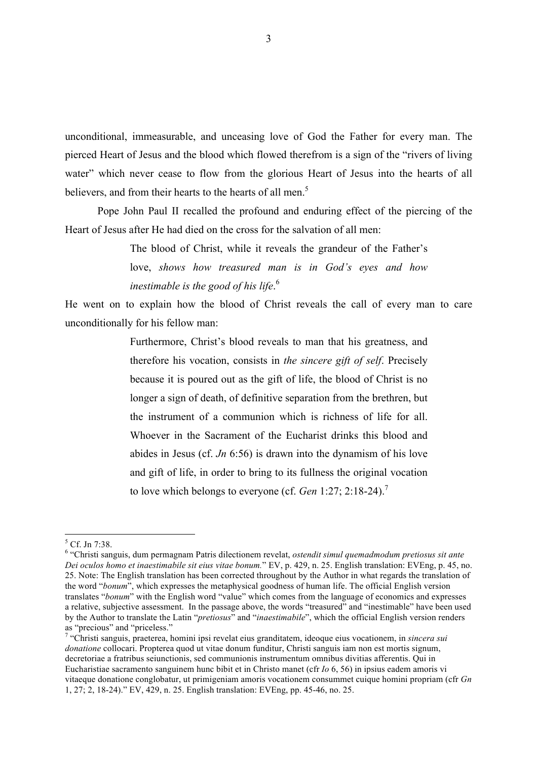unconditional, immeasurable, and unceasing love of God the Father for every man. The pierced Heart of Jesus and the blood which flowed therefrom is a sign of the "rivers of living water" which never cease to flow from the glorious Heart of Jesus into the hearts of all believers, and from their hearts to the hearts of all men.[5]

Pope John Paul II recalled the profound and enduring effect of the piercing of the Heart of Jesus after He had died on the cross for the salvation of all men:

> The blood of Christ, while it reveals the grandeur of the Father's love, *shows how treasured man is in God's eyes and how inestimable is the good of his life*.[6]

He went on to explain how the blood of Christ reveals the call of every man to care unconditionally for his fellow man:

> Furthermore, Christ's blood reveals to man that his greatness, and therefore his vocation, consists in *the sincere gift of self*. Precisely because it is poured out as the gift of life, the blood of Christ is no longer a sign of death, of definitive separation from the brethren, but the instrument of a communion which is richness of life for all. Whoever in the Sacrament of the Eucharist drinks this blood and abides in Jesus (cf. *Jn* 6:56) is drawn into the dynamism of his love and gift of life, in order to bring to its fullness the original vocation to love which belongs to everyone (cf. *Gen* 1:27; 2:18-24).[7]

---

[5] Cf. Jn 7:38.

[6] "Christi sanguis, dum permagnam Patris dilectionem revelat, *ostendit simul quemadmodum pretiosus sit ante Dei oculos homo et inaestimabile sit eius vitae bonum.*" EV, p. 429, n. 25. English translation: EVEng, p. 45, no. 25. Note: The English translation has been corrected throughout by the Author in what regards the translation of the word "*bonum*", which expresses the metaphysical goodness of human life. The official English version translates "*bonum*" with the English word "value" which comes from the language of economics and expresses a relative, subjective assessment. In the passage above, the words "treasured" and "inestimable" have been used by the Author to translate the Latin "*pretiosus*" and "*inaestimabile*", which the official English version renders as "precious" and "priceless."

[7] "Christi sanguis, praeterea, homini ipsi revelat eius granditatem, ideoque eius vocationem, in *sincera sui donatione* collocari. Propterea quod ut vitae donum funditur, Christi sanguis iam non est mortis signum, decretoriae a fratribus seiunctionis, sed communionis instrumentum omnibus divitias afferentis. Qui in Eucharistiae sacramento sanguinem hunc bibit et in Christo manet (cfr *Io* 6, 56) in ipsius eadem amoris vi vitaeque donatione conglobatur, ut primigeniam amoris vocationem consummet cuique homini propriam (cfr *Gn* 1, 27; 2, 18-24)." EV, 429, n. 25. English translation: EVEng, pp. 45-46, no. 25.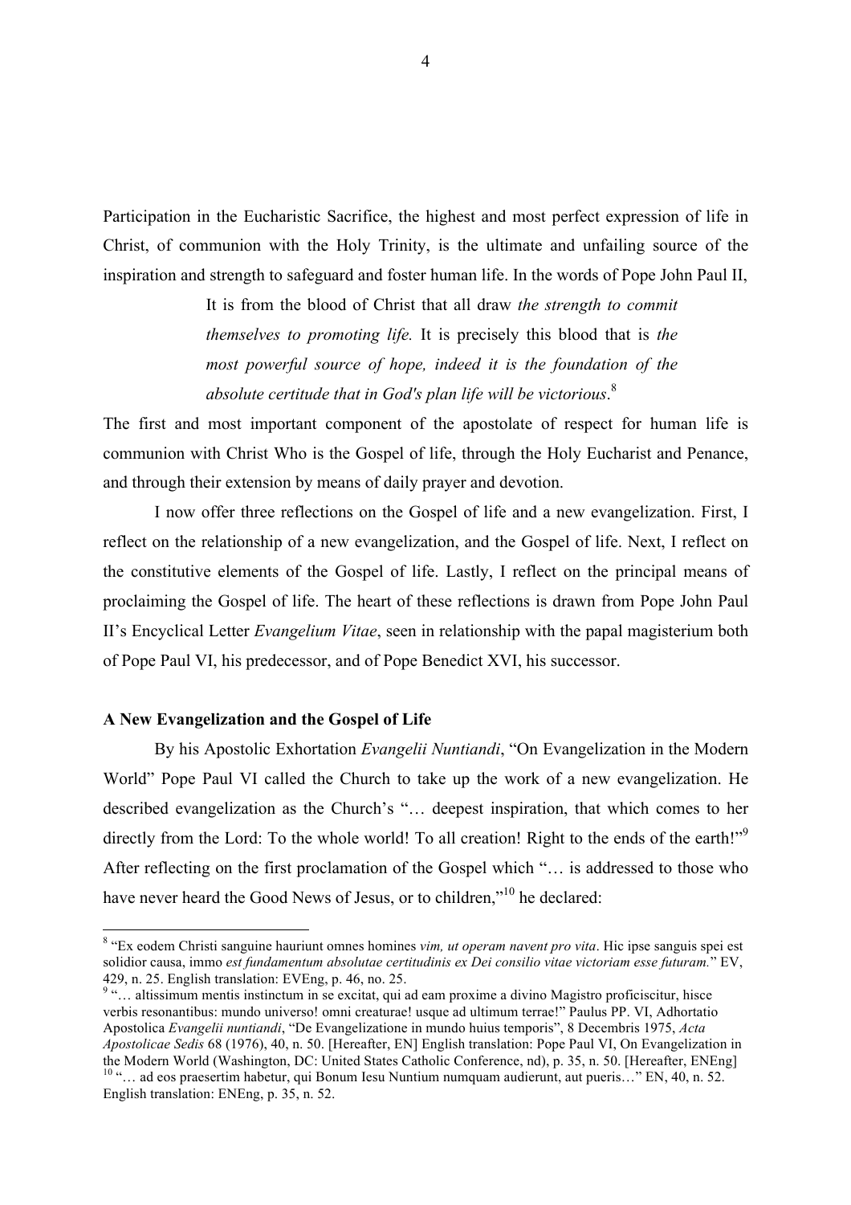Participation in the Eucharistic Sacrifice, the highest and most perfect expression of life in Christ, of communion with the Holy Trinity, is the ultimate and unfailing source of the inspiration and strength to safeguard and foster human life. In the words of Pope John Paul II,

> It is from the blood of Christ that all draw *the strength to commit themselves to promoting life.* It is precisely this blood that is *the most powerful source of hope, indeed it is the foundation of the absolute certitude that in God's plan life will be victorious*.[8]

The first and most important component of the apostolate of respect for human life is communion with Christ Who is the Gospel of life, through the Holy Eucharist and Penance, and through their extension by means of daily prayer and devotion.

I now offer three reflections on the Gospel of life and a new evangelization. First, I reflect on the relationship of a new evangelization, and the Gospel of life. Next, I reflect on the constitutive elements of the Gospel of life. Lastly, I reflect on the principal means of proclaiming the Gospel of life. The heart of these reflections is drawn from Pope John Paul II's Encyclical Letter *Evangelium Vitae*, seen in relationship with the papal magisterium both of Pope Paul VI, his predecessor, and of Pope Benedict XVI, his successor.

**A New Evangelization and the Gospel of Life**

By his Apostolic Exhortation *Evangelii Nuntiandi*, "On Evangelization in the Modern World" Pope Paul VI called the Church to take up the work of a new evangelization. He described evangelization as the Church's "… deepest inspiration, that which comes to her directly from the Lord: To the whole world! To all creation! Right to the ends of the earth!"[9] After reflecting on the first proclamation of the Gospel which "… is addressed to those who have never heard the Good News of Jesus, or to children,"[10] he declared:

---

[8] "Ex eodem Christi sanguine hauriunt omnes homines *vim, ut operam navent pro vita*. Hic ipse sanguis spei est solidior causa, immo *est fundamentum absolutae certitudinis ex Dei consilio vitae victoriam esse futuram.*" EV, 429, n. 25. English translation: EVEng, p. 46, no. 25.

[9] "… altissimum mentis instinctum in se excitat, qui ad eam proxime a divino Magistro proficiscitur, hisce verbis resonantibus: mundo universo! omni creaturae! usque ad ultimum terrae!" Paulus PP. VI, Adhortatio Apostolica *Evangelii nuntiandi*, "De Evangelizatione in mundo huius temporis", 8 Decembris 1975, *Acta Apostolicae Sedis* 68 (1976), 40, n. 50. [Hereafter, EN] English translation: Pope Paul VI, On Evangelization in the Modern World (Washington, DC: United States Catholic Conference, nd), p. 35, n. 50. [Hereafter, ENEng]

[10] "… ad eos praesertim habetur, qui Bonum Iesu Nuntium numquam audierunt, aut pueris…" EN, 40, n. 52. English translation: ENEng, p. 35, n. 52.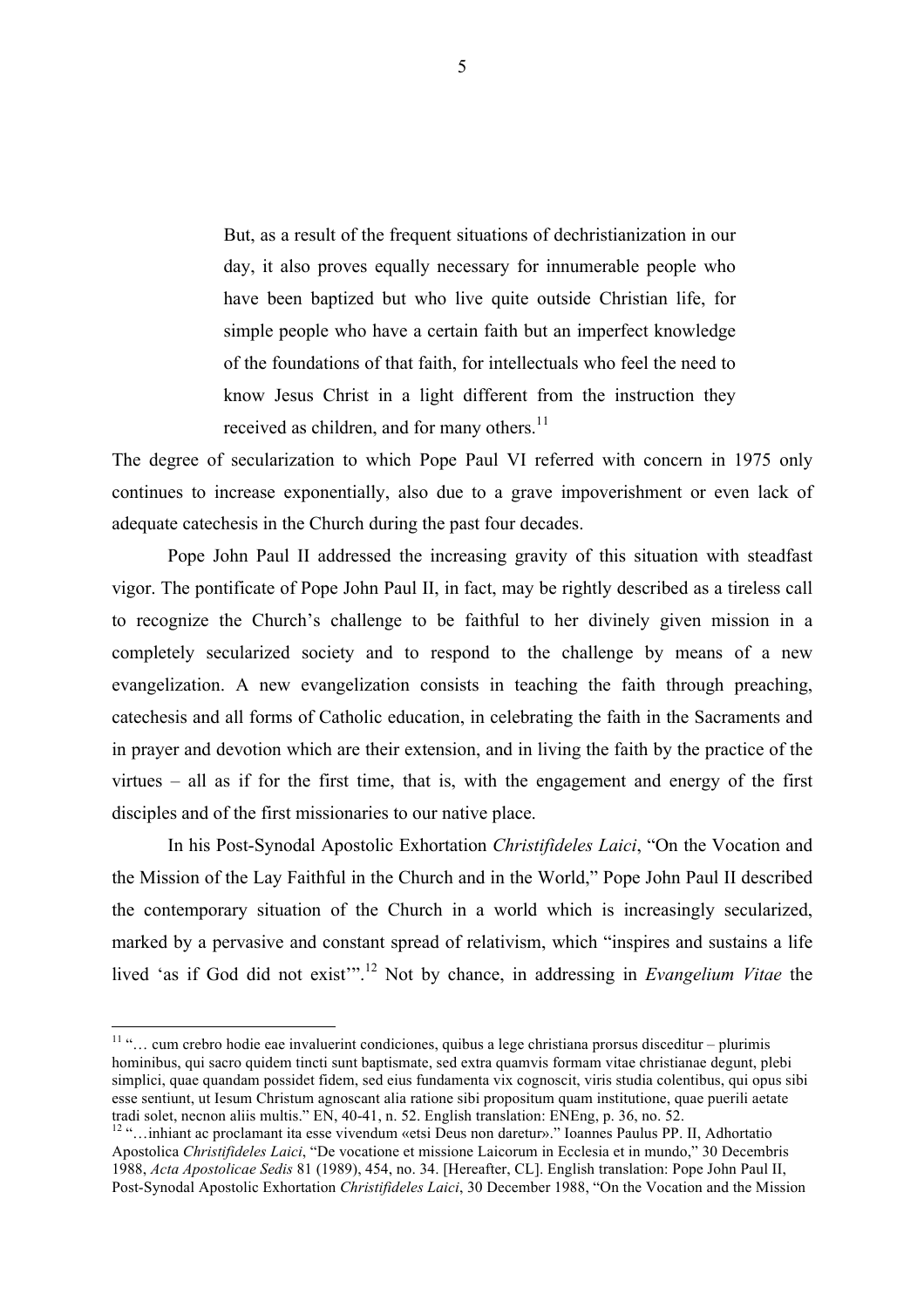> But, as a result of the frequent situations of dechristianization in our day, it also proves equally necessary for innumerable people who have been baptized but who live quite outside Christian life, for simple people who have a certain faith but an imperfect knowledge of the foundations of that faith, for intellectuals who feel the need to know Jesus Christ in a light different from the instruction they received as children, and for many others.[11]

The degree of secularization to which Pope Paul VI referred with concern in 1975 only continues to increase exponentially, also due to a grave impoverishment or even lack of adequate catechesis in the Church during the past four decades.

Pope John Paul II addressed the increasing gravity of this situation with steadfast vigor. The pontificate of Pope John Paul II, in fact, may be rightly described as a tireless call to recognize the Church's challenge to be faithful to her divinely given mission in a completely secularized society and to respond to the challenge by means of a new evangelization. A new evangelization consists in teaching the faith through preaching, catechesis and all forms of Catholic education, in celebrating the faith in the Sacraments and in prayer and devotion which are their extension, and in living the faith by the practice of the virtues – all as if for the first time, that is, with the engagement and energy of the first disciples and of the first missionaries to our native place.

In his Post-Synodal Apostolic Exhortation *Christifideles Laici*, "On the Vocation and the Mission of the Lay Faithful in the Church and in the World," Pope John Paul II described the contemporary situation of the Church in a world which is increasingly secularized, marked by a pervasive and constant spread of relativism, which "inspires and sustains a life lived 'as if God did not exist'".[12] Not by chance, in addressing in *Evangelium Vitae* the

---

[11] "… cum crebro hodie eae invaluerint condiciones, quibus a lege christiana prorsus disceditur – plurimis hominibus, qui sacro quidem tincti sunt baptismate, sed extra quamvis formam vitae christianae degunt, plebi simplici, quae quandam possidet fidem, sed eius fundamenta vix cognoscit, viris studia colentibus, qui opus sibi esse sentiunt, ut Iesum Christum agnoscant alia ratione sibi propositum quam institutione, quae puerili aetate tradi solet, necnon aliis multis." EN, 40-41, n. 52. English translation: ENEng, p. 36, no. 52.

[12] "…inhiant ac proclamant ita esse vivendum «etsi Deus non daretur»." Ioannes Paulus PP. II, Adhortatio Apostolica *Christifideles Laici*, "De vocatione et missione Laicorum in Ecclesia et in mundo," 30 Decembris 1988, *Acta Apostolicae Sedis* 81 (1989), 454, no. 34. [Hereafter, CL]. English translation: Pope John Paul II, Post-Synodal Apostolic Exhortation *Christifideles Laici*, 30 December 1988, "On the Vocation and the Mission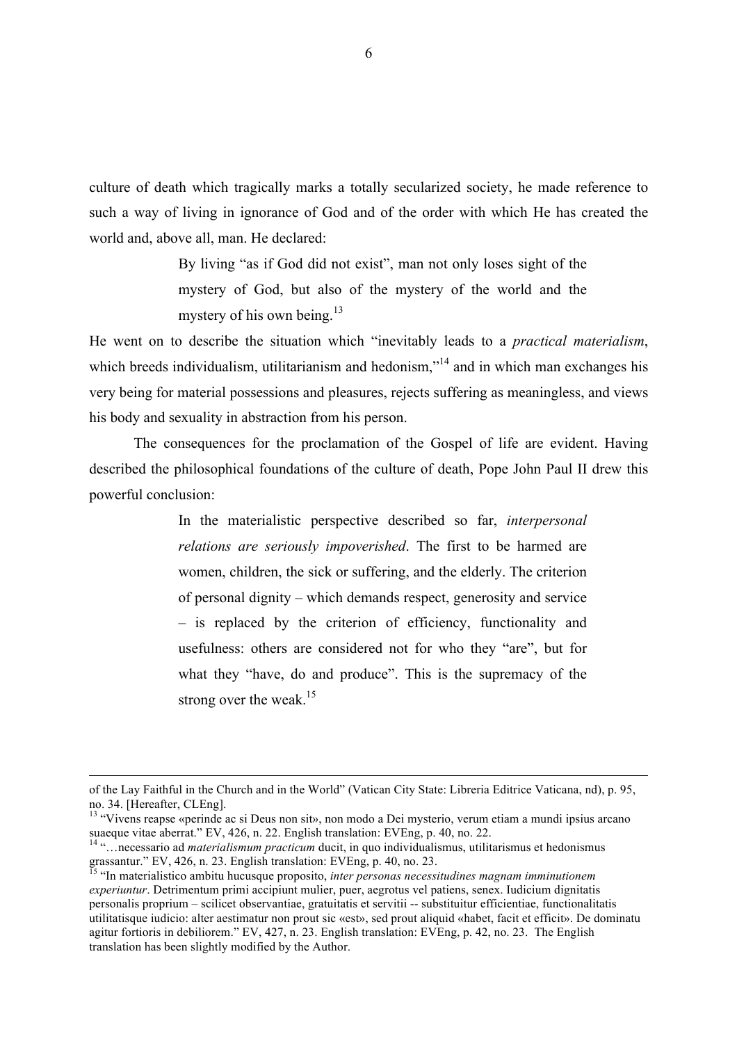culture of death which tragically marks a totally secularized society, he made reference to such a way of living in ignorance of God and of the order with which He has created the world and, above all, man. He declared:

> By living "as if God did not exist", man not only loses sight of the mystery of God, but also of the mystery of the world and the mystery of his own being.[13]

He went on to describe the situation which "inevitably leads to a *practical materialism*, which breeds individualism, utilitarianism and hedonism,"[14] and in which man exchanges his very being for material possessions and pleasures, rejects suffering as meaningless, and views his body and sexuality in abstraction from his person.

The consequences for the proclamation of the Gospel of life are evident. Having described the philosophical foundations of the culture of death, Pope John Paul II drew this powerful conclusion:

> In the materialistic perspective described so far, *interpersonal relations are seriously impoverished*. The first to be harmed are women, children, the sick or suffering, and the elderly. The criterion of personal dignity – which demands respect, generosity and service – is replaced by the criterion of efficiency, functionality and usefulness: others are considered not for who they "are", but for what they "have, do and produce". This is the supremacy of the strong over the weak.[15]

---

of the Lay Faithful in the Church and in the World" (Vatican City State: Libreria Editrice Vaticana, nd), p. 95, no. 34. [Hereafter, CLEng].

[13] "Vivens reapse «perinde ac si Deus non sit», non modo a Dei mysterio, verum etiam a mundi ipsius arcano suaeque vitae aberrat." EV, 426, n. 22. English translation: EVEng, p. 40, no. 22.

[14] "…necessario ad *materialismum practicum* ducit, in quo individualismus, utilitarismus et hedonismus grassantur." EV, 426, n. 23. English translation: EVEng, p. 40, no. 23.

[15] "In materialistico ambitu hucusque proposito, *inter personas necessitudines magnam imminutionem experiuntur*. Detrimentum primi accipiunt mulier, puer, aegrotus vel patiens, senex. Iudicium dignitatis personalis proprium – scilicet observantiae, gratuitatis et servitii -- substituitur efficientiae, functionalitatis utilitatisque iudicio: alter aestimatur non prout sic «est», sed prout aliquid «habet, facit et efficit». De dominatu agitur fortioris in debiliorem." EV, 427, n. 23. English translation: EVEng, p. 42, no. 23. The English translation has been slightly modified by the Author.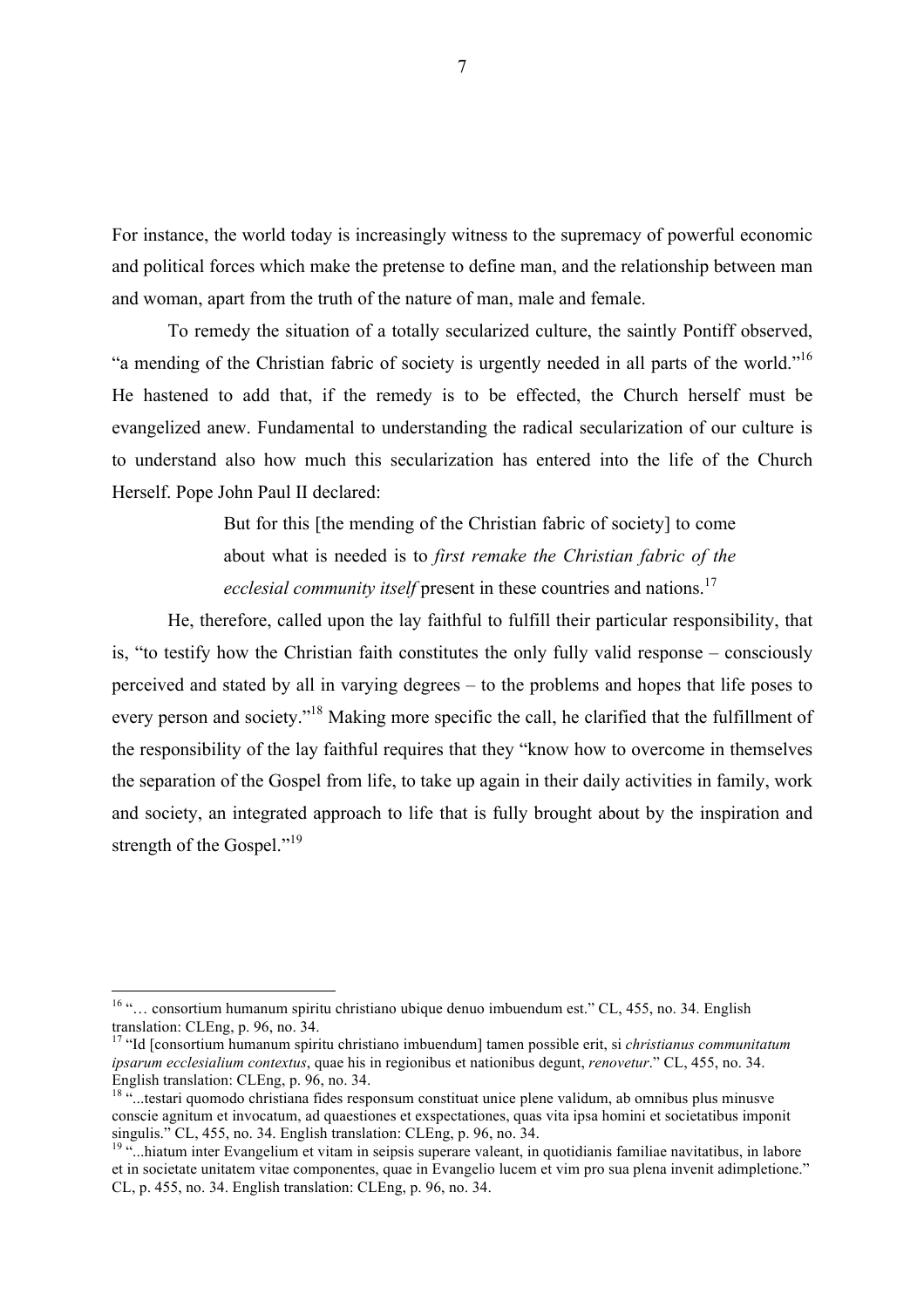For instance, the world today is increasingly witness to the supremacy of powerful economic and political forces which make the pretense to define man, and the relationship between man and woman, apart from the truth of the nature of man, male and female.

To remedy the situation of a totally secularized culture, the saintly Pontiff observed, "a mending of the Christian fabric of society is urgently needed in all parts of the world."[16] He hastened to add that, if the remedy is to be effected, the Church herself must be evangelized anew. Fundamental to understanding the radical secularization of our culture is to understand also how much this secularization has entered into the life of the Church Herself. Pope John Paul II declared:

> But for this [the mending of the Christian fabric of society] to come about what is needed is to *first remake the Christian fabric of the ecclesial community itself* present in these countries and nations.[17]

He, therefore, called upon the lay faithful to fulfill their particular responsibility, that is, "to testify how the Christian faith constitutes the only fully valid response – consciously perceived and stated by all in varying degrees – to the problems and hopes that life poses to every person and society."[18] Making more specific the call, he clarified that the fulfillment of the responsibility of the lay faithful requires that they "know how to overcome in themselves the separation of the Gospel from life, to take up again in their daily activities in family, work and society, an integrated approach to life that is fully brought about by the inspiration and strength of the Gospel."[19]

---

[16] "… consortium humanum spiritu christiano ubique denuo imbuendum est." CL, 455, no. 34. English translation: CLEng, p. 96, no. 34.

[17] "Id [consortium humanum spiritu christiano imbuendum] tamen possible erit, si *christianus communitatum ipsarum ecclesialium contextus*, quae his in regionibus et nationibus degunt, *renovetur*." CL, 455, no. 34. English translation: CLEng, p. 96, no. 34.

[18] "...testari quomodo christiana fides responsum constituat unice plene validum, ab omnibus plus minusve conscie agnitum et invocatum, ad quaestiones et exspectationes, quas vita ipsa homini et societatibus imponit singulis." CL, 455, no. 34. English translation: CLEng, p. 96, no. 34.

[19] "...hiatum inter Evangelium et vitam in seipsis superare valeant, in quotidianis familiae navitatibus, in labore et in societate unitatem vitae componentes, quae in Evangelio lucem et vim pro sua plena invenit adimpletione." CL, p. 455, no. 34. English translation: CLEng, p. 96, no. 34.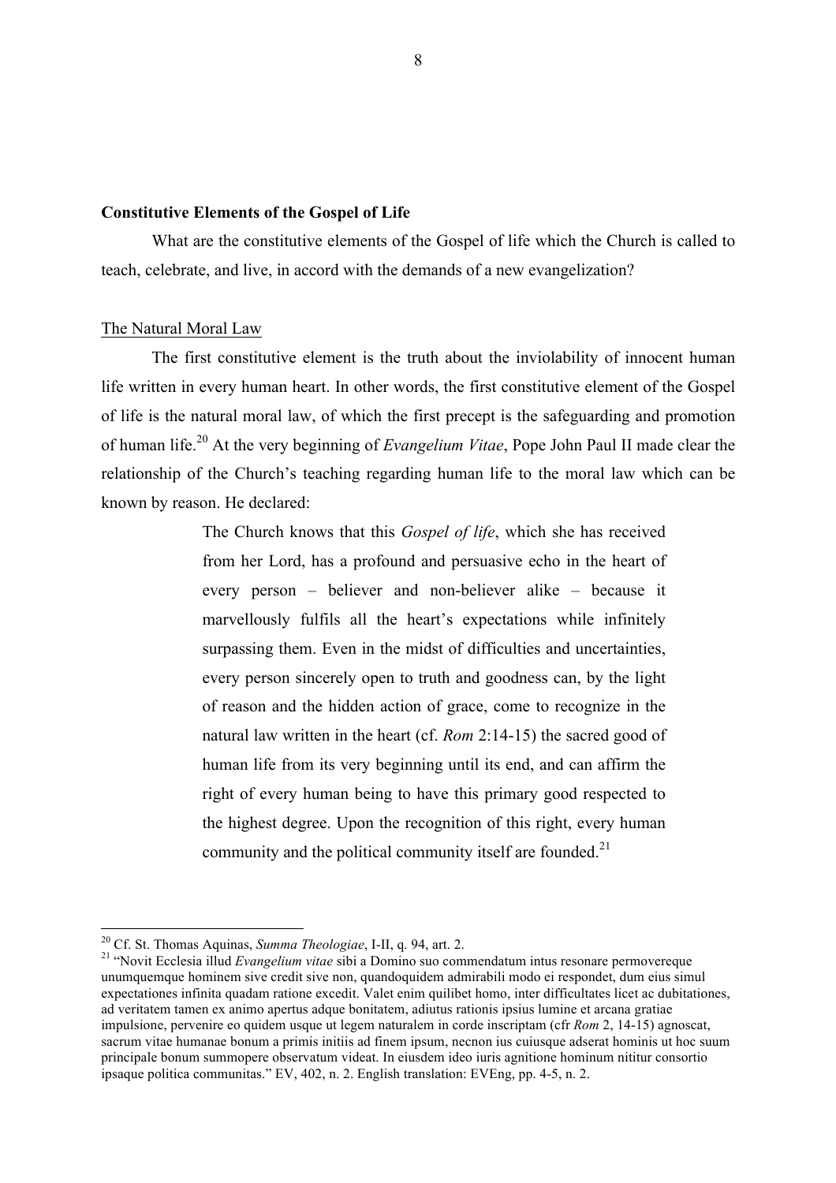## Constitutive Elements of the Gospel of Life

What are the constitutive elements of the Gospel of life which the Church is called to teach, celebrate, and live, in accord with the demands of a new evangelization?

### The Natural Moral Law

The first constitutive element is the truth about the inviolability of innocent human life written in every human heart. In other words, the first constitutive element of the Gospel of life is the natural moral law, of which the first precept is the safeguarding and promotion of human life.[20] At the very beginning of *Evangelium Vitae*, Pope John Paul II made clear the relationship of the Church's teaching regarding human life to the moral law which can be known by reason. He declared:

> The Church knows that this *Gospel of life*, which she has received from her Lord, has a profound and persuasive echo in the heart of every person – believer and non-believer alike – because it marvellously fulfils all the heart's expectations while infinitely surpassing them. Even in the midst of difficulties and uncertainties, every person sincerely open to truth and goodness can, by the light of reason and the hidden action of grace, come to recognize in the natural law written in the heart (cf. *Rom* 2:14-15) the sacred good of human life from its very beginning until its end, and can affirm the right of every human being to have this primary good respected to the highest degree. Upon the recognition of this right, every human community and the political community itself are founded.[21]

---

[20] Cf. St. Thomas Aquinas, *Summa Theologiae*, I-II, q. 94, art. 2.

[21] "Novit Ecclesia illud *Evangelium vitae* sibi a Domino suo commendatum intus resonare permovereque unumquemque hominem sive credit sive non, quandoquidem admirabili modo ei respondet, dum eius simul expectationes infinita quadam ratione excedit. Valet enim quilibet homo, inter difficultates licet ac dubitationes, ad veritatem tamen ex animo apertus adque bonitatem, adiutus rationis ipsius lumine et arcana gratiae impulsione, pervenire eo quidem usque ut legem naturalem in corde inscriptam (cfr *Rom* 2, 14-15) agnoscat, sacrum vitae humanae bonum a primis initiis ad finem ipsum, necnon ius cuiusque adserat hominis ut hoc suum principale bonum summopere observatum videat. In eiusdem ideo iuris agnitione hominum nititur consortio ipsaque politica communitas." EV, 402, n. 2. English translation: EVEng, pp. 4-5, n. 2.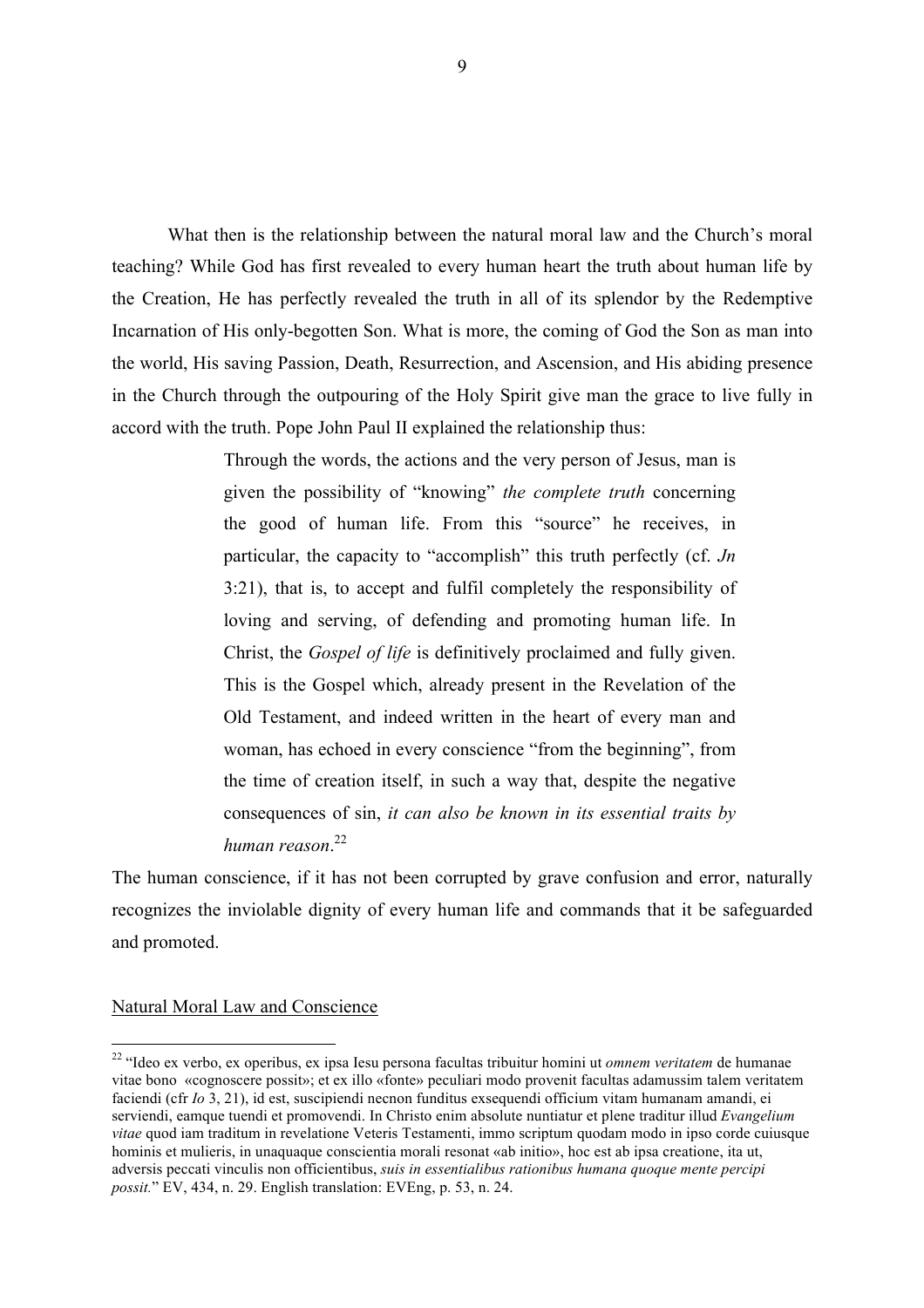What then is the relationship between the natural moral law and the Church's moral teaching? While God has first revealed to every human heart the truth about human life by the Creation, He has perfectly revealed the truth in all of its splendor by the Redemptive Incarnation of His only-begotten Son. What is more, the coming of God the Son as man into the world, His saving Passion, Death, Resurrection, and Ascension, and His abiding presence in the Church through the outpouring of the Holy Spirit give man the grace to live fully in accord with the truth. Pope John Paul II explained the relationship thus:

> Through the words, the actions and the very person of Jesus, man is given the possibility of "knowing" *the complete truth* concerning the good of human life. From this "source" he receives, in particular, the capacity to "accomplish" this truth perfectly (cf. *Jn* 3:21), that is, to accept and fulfil completely the responsibility of loving and serving, of defending and promoting human life. In Christ, the *Gospel of life* is definitively proclaimed and fully given. This is the Gospel which, already present in the Revelation of the Old Testament, and indeed written in the heart of every man and woman, has echoed in every conscience "from the beginning", from the time of creation itself, in such a way that, despite the negative consequences of sin, *it can also be known in its essential traits by human reason*.[22]

The human conscience, if it has not been corrupted by grave confusion and error, naturally recognizes the inviolable dignity of every human life and commands that it be safeguarded and promoted.

Natural Moral Law and Conscience

[22] "Ideo ex verbo, ex operibus, ex ipsa Iesu persona facultas tribuitur homini ut *omnem veritatem* de humanae vitae bono «cognoscere possit»; et ex illo «fonte» peculiari modo provenit facultas adamussim talem veritatem faciendi (cfr *Io* 3, 21), id est, suscipiendi necnon funditus exsequendi officium vitam humanam amandi, ei serviendi, eamque tuendi et promovendi. In Christo enim absolute nuntiatur et plene traditur illud *Evangelium vitae* quod iam traditum in revelatione Veteris Testamenti, immo scriptum quodam modo in ipso corde cuiusque hominis et mulieris, in unaquaque conscientia morali resonat «ab initio», hoc est ab ipsa creatione, ita ut, adversis peccati vinculis non officientibus, *suis in essentialibus rationibus humana quoque mente percipi possit.*" EV, 434, n. 29. English translation: EVEng, p. 53, n. 24.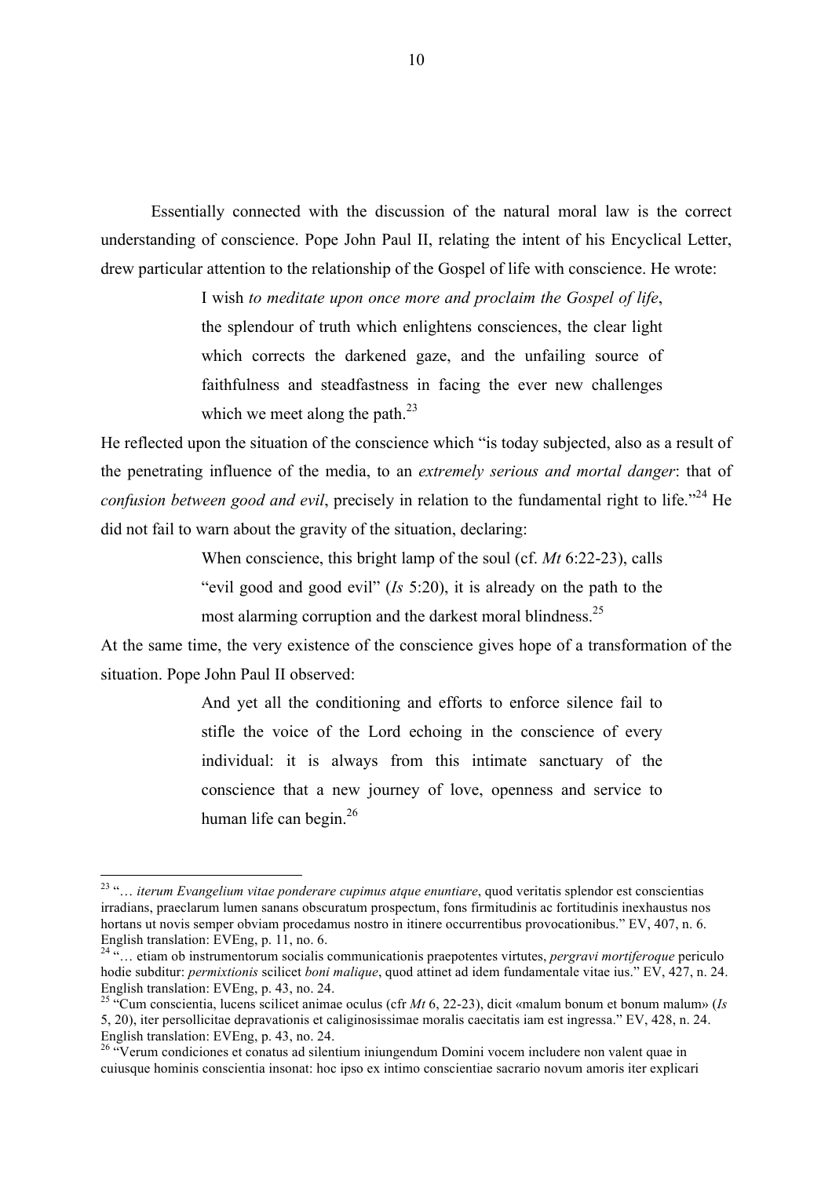Essentially connected with the discussion of the natural moral law is the correct understanding of conscience. Pope John Paul II, relating the intent of his Encyclical Letter, drew particular attention to the relationship of the Gospel of life with conscience. He wrote:

> I wish *to meditate upon once more and proclaim the Gospel of life*, the splendour of truth which enlightens consciences, the clear light which corrects the darkened gaze, and the unfailing source of faithfulness and steadfastness in facing the ever new challenges which we meet along the path.[23]

He reflected upon the situation of the conscience which "is today subjected, also as a result of the penetrating influence of the media, to an *extremely serious and mortal danger*: that of *confusion between good and evil*, precisely in relation to the fundamental right to life."[24] He did not fail to warn about the gravity of the situation, declaring:

> When conscience, this bright lamp of the soul (cf. *Mt* 6:22-23), calls "evil good and good evil" (*Is* 5:20), it is already on the path to the most alarming corruption and the darkest moral blindness.[25]

At the same time, the very existence of the conscience gives hope of a transformation of the situation. Pope John Paul II observed:

> And yet all the conditioning and efforts to enforce silence fail to stifle the voice of the Lord echoing in the conscience of every individual: it is always from this intimate sanctuary of the conscience that a new journey of love, openness and service to human life can begin.[26]

---

[23] "… *iterum Evangelium vitae ponderare cupimus atque enuntiare*, quod veritatis splendor est conscientias irradians, praeclarum lumen sanans obscuratum prospectum, fons firmitudinis ac fortitudinis inexhaustus nos hortans ut novis semper obviam procedamus nostro in itinere occurrentibus provocationibus." EV, 407, n. 6. English translation: EVEng, p. 11, no. 6.

[24] "… etiam ob instrumentorum socialis communicationis praepotentes virtutes, *pergravi mortiferoque* periculo hodie subditur: *permixtionis* scilicet *boni malique*, quod attinet ad idem fundamentale vitae ius." EV, 427, n. 24. English translation: EVEng, p. 43, no. 24.

[25] "Cum conscientia, lucens scilicet animae oculus (cfr *Mt* 6, 22-23), dicit «malum bonum et bonum malum» (*Is* 5, 20), iter persollicitae depravationis et caliginosissimae moralis caecitatis iam est ingressa." EV, 428, n. 24. English translation: EVEng, p. 43, no. 24.

[26] "Verum condiciones et conatus ad silentium iniungendum Domini vocem includere non valent quae in cuiusque hominis conscientia insonat: hoc ipso ex intimo conscientiae sacrario novum amoris iter explicari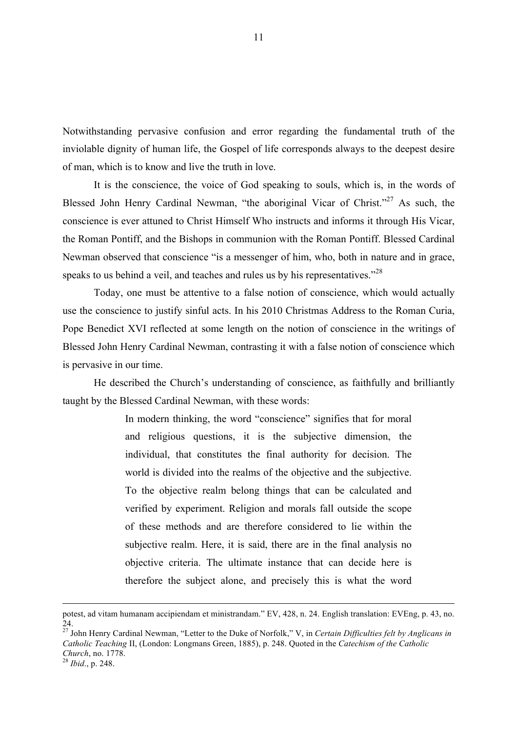Notwithstanding pervasive confusion and error regarding the fundamental truth of the inviolable dignity of human life, the Gospel of life corresponds always to the deepest desire of man, which is to know and live the truth in love.

It is the conscience, the voice of God speaking to souls, which is, in the words of Blessed John Henry Cardinal Newman, "the aboriginal Vicar of Christ."[27] As such, the conscience is ever attuned to Christ Himself Who instructs and informs it through His Vicar, the Roman Pontiff, and the Bishops in communion with the Roman Pontiff. Blessed Cardinal Newman observed that conscience "is a messenger of him, who, both in nature and in grace, speaks to us behind a veil, and teaches and rules us by his representatives."[28]

Today, one must be attentive to a false notion of conscience, which would actually use the conscience to justify sinful acts. In his 2010 Christmas Address to the Roman Curia, Pope Benedict XVI reflected at some length on the notion of conscience in the writings of Blessed John Henry Cardinal Newman, contrasting it with a false notion of conscience which is pervasive in our time.

He described the Church's understanding of conscience, as faithfully and brilliantly taught by the Blessed Cardinal Newman, with these words:

> In modern thinking, the word "conscience" signifies that for moral and religious questions, it is the subjective dimension, the individual, that constitutes the final authority for decision. The world is divided into the realms of the objective and the subjective. To the objective realm belong things that can be calculated and verified by experiment. Religion and morals fall outside the scope of these methods and are therefore considered to lie within the subjective realm. Here, it is said, there are in the final analysis no objective criteria. The ultimate instance that can decide here is therefore the subject alone, and precisely this is what the word

---

potest, ad vitam humanam accipiendam et ministrandam." EV, 428, n. 24. English translation: EVEng, p. 43, no. 24.

[27] John Henry Cardinal Newman, "Letter to the Duke of Norfolk," V, in *Certain Difficulties felt by Anglicans in Catholic Teaching* II, (London: Longmans Green, 1885), p. 248. Quoted in the *Catechism of the Catholic Church*, no. 1778.

[28] *Ibid*., p. 248.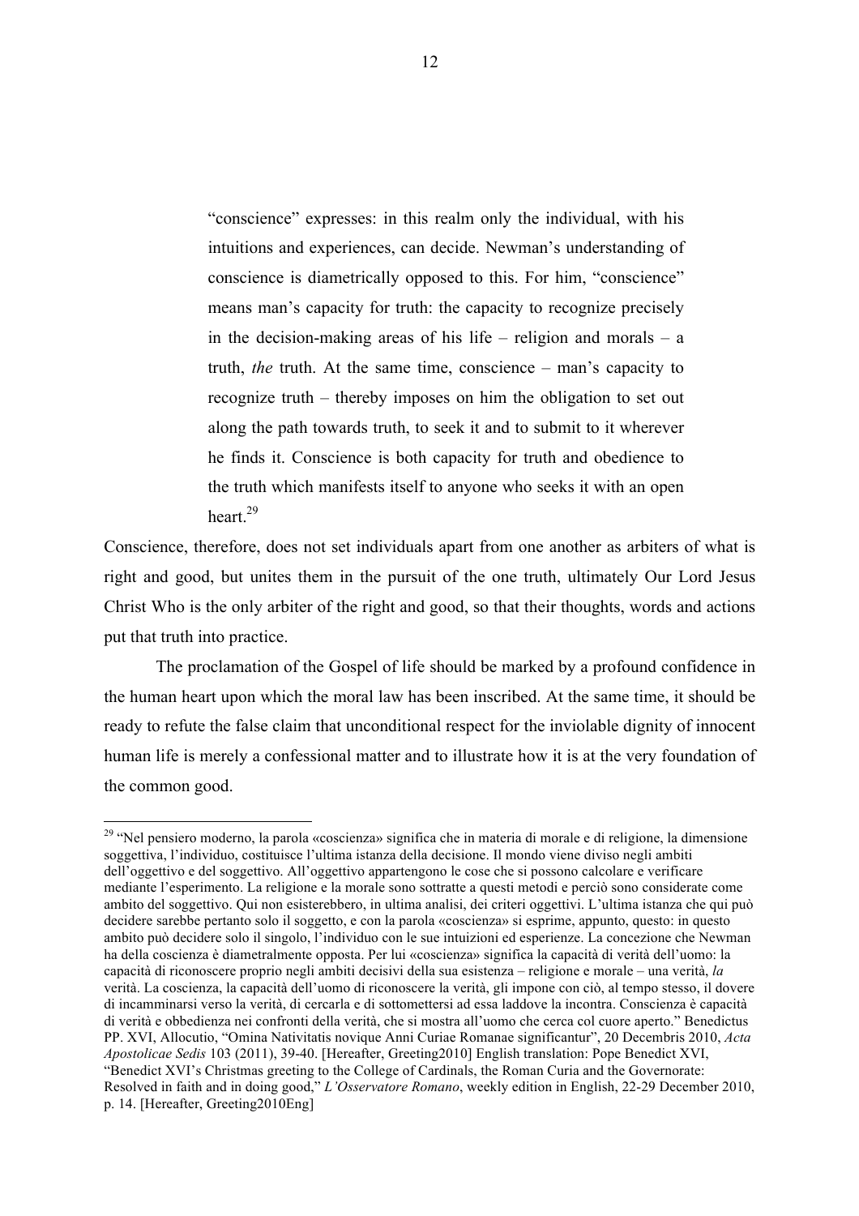> "conscience" expresses: in this realm only the individual, with his intuitions and experiences, can decide. Newman's understanding of conscience is diametrically opposed to this. For him, "conscience" means man's capacity for truth: the capacity to recognize precisely in the decision-making areas of his life – religion and morals – a truth, *the* truth. At the same time, conscience – man's capacity to recognize truth – thereby imposes on him the obligation to set out along the path towards truth, to seek it and to submit to it wherever he finds it. Conscience is both capacity for truth and obedience to the truth which manifests itself to anyone who seeks it with an open heart.[29]

Conscience, therefore, does not set individuals apart from one another as arbiters of what is right and good, but unites them in the pursuit of the one truth, ultimately Our Lord Jesus Christ Who is the only arbiter of the right and good, so that their thoughts, words and actions put that truth into practice.

The proclamation of the Gospel of life should be marked by a profound confidence in the human heart upon which the moral law has been inscribed. At the same time, it should be ready to refute the false claim that unconditional respect for the inviolable dignity of innocent human life is merely a confessional matter and to illustrate how it is at the very foundation of the common good.

---

[29] "Nel pensiero moderno, la parola «coscienza» significa che in materia di morale e di religione, la dimensione soggettiva, l'individuo, costituisce l'ultima istanza della decisione. Il mondo viene diviso negli ambiti dell'oggettivo e del soggettivo. All'oggettivo appartengono le cose che si possono calcolare e verificare mediante l'esperimento. La religione e la morale sono sottratte a questi metodi e perciò sono considerate come ambito del soggettivo. Qui non esisterebbero, in ultima analisi, dei criteri oggettivi. L'ultima istanza che qui può decidere sarebbe pertanto solo il soggetto, e con la parola «coscienza» si esprime, appunto, questo: in questo ambito può decidere solo il singolo, l'individuo con le sue intuizioni ed esperienze. La concezione che Newman ha della coscienza è diametralmente opposta. Per lui «coscienza» significa la capacità di verità dell'uomo: la capacità di riconoscere proprio negli ambiti decisivi della sua esistenza – religione e morale – una verità, *la* verità. La coscienza, la capacità dell'uomo di riconoscere la verità, gli impone con ciò, al tempo stesso, il dovere di incamminarsi verso la verità, di cercarla e di sottomettersi ad essa laddove la incontra. Conscienza è capacità di verità e obbedienza nei confronti della verità, che si mostra all'uomo che cerca col cuore aperto." Benedictus PP. XVI, Allocutio, "Omina Nativitatis novique Anni Curiae Romanae significantur", 20 Decembris 2010, *Acta Apostolicae Sedis* 103 (2011), 39-40. [Hereafter, Greeting2010] English translation: Pope Benedict XVI, "Benedict XVI's Christmas greeting to the College of Cardinals, the Roman Curia and the Governorate: Resolved in faith and in doing good," *L'Osservatore Romano*, weekly edition in English, 22-29 December 2010, p. 14. [Hereafter, Greeting2010Eng]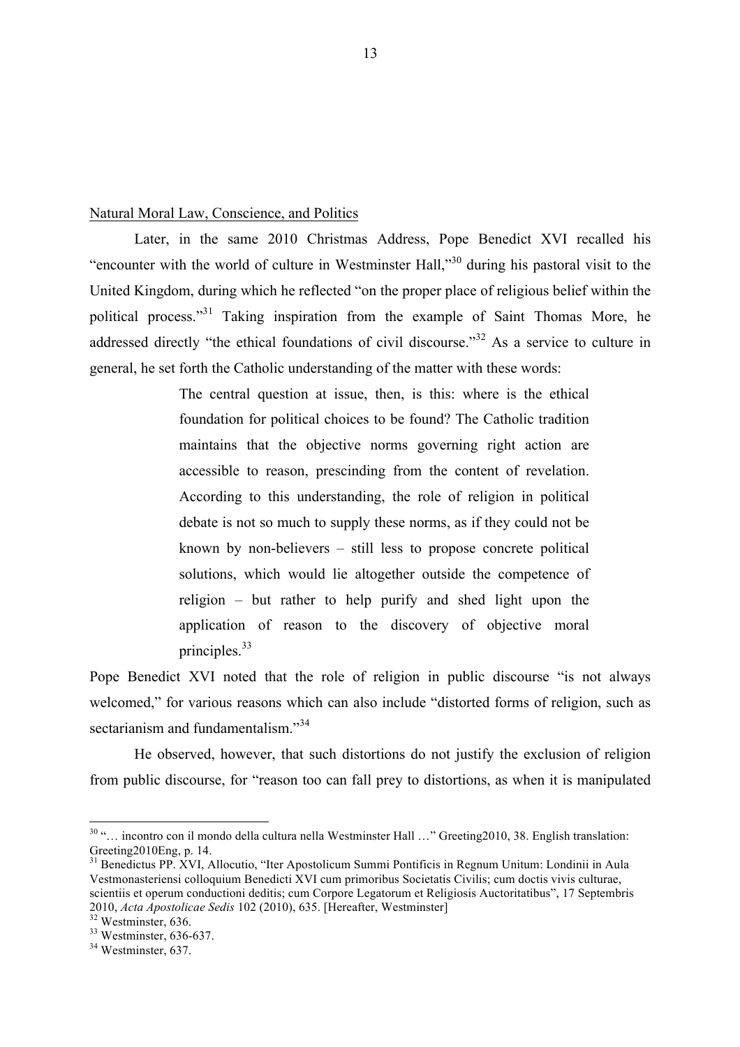Natural Moral Law, Conscience, and Politics

Later, in the same 2010 Christmas Address, Pope Benedict XVI recalled his "encounter with the world of culture in Westminster Hall,"[30] during his pastoral visit to the United Kingdom, during which he reflected "on the proper place of religious belief within the political process."[31] Taking inspiration from the example of Saint Thomas More, he addressed directly "the ethical foundations of civil discourse."[32] As a service to culture in general, he set forth the Catholic understanding of the matter with these words:

> The central question at issue, then, is this: where is the ethical foundation for political choices to be found? The Catholic tradition maintains that the objective norms governing right action are accessible to reason, prescinding from the content of revelation. According to this understanding, the role of religion in political debate is not so much to supply these norms, as if they could not be known by non-believers – still less to propose concrete political solutions, which would lie altogether outside the competence of religion – but rather to help purify and shed light upon the application of reason to the discovery of objective moral principles.[33]

Pope Benedict XVI noted that the role of religion in public discourse "is not always welcomed," for various reasons which can also include "distorted forms of religion, such as sectarianism and fundamentalism."[34]

He observed, however, that such distortions do not justify the exclusion of religion from public discourse, for "reason too can fall prey to distortions, as when it is manipulated

---

[30] "… incontro con il mondo della cultura nella Westminster Hall …" Greeting2010, 38. English translation: Greeting2010Eng, p. 14.

[31] Benedictus PP. XVI, Allocutio, "Iter Apostolicum Summi Pontificis in Regnum Unitum: Londinii in Aula Vestmonasteriensi colloquium Benedicti XVI cum primoribus Societatis Civilis; cum doctis vivis culturae, scientiis et operum conductioni deditis; cum Corpore Legatorum et Religiosis Auctoritatibus", 17 Septembris 2010, *Acta Apostolicae Sedis* 102 (2010), 635. [Hereafter, Westminster]

[32] Westminster, 636.

[33] Westminster, 636-637.

[34] Westminster, 637.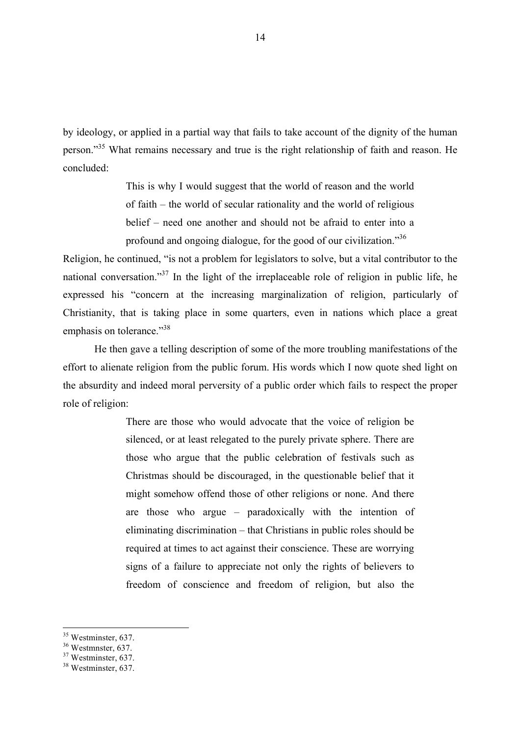by ideology, or applied in a partial way that fails to take account of the dignity of the human person."[35] What remains necessary and true is the right relationship of faith and reason. He concluded:

> This is why I would suggest that the world of reason and the world of faith – the world of secular rationality and the world of religious belief – need one another and should not be afraid to enter into a profound and ongoing dialogue, for the good of our civilization."[36]

Religion, he continued, "is not a problem for legislators to solve, but a vital contributor to the national conversation."[37] In the light of the irreplaceable role of religion in public life, he expressed his "concern at the increasing marginalization of religion, particularly of Christianity, that is taking place in some quarters, even in nations which place a great emphasis on tolerance."[38]

He then gave a telling description of some of the more troubling manifestations of the effort to alienate religion from the public forum. His words which I now quote shed light on the absurdity and indeed moral perversity of a public order which fails to respect the proper role of religion:

> There are those who would advocate that the voice of religion be silenced, or at least relegated to the purely private sphere. There are those who argue that the public celebration of festivals such as Christmas should be discouraged, in the questionable belief that it might somehow offend those of other religions or none. And there are those who argue – paradoxically with the intention of eliminating discrimination – that Christians in public roles should be required at times to act against their conscience. These are worrying signs of a failure to appreciate not only the rights of believers to freedom of conscience and freedom of religion, but also the

---

[35] Westminster, 637.

[36] Westmnster, 637.

[37] Westminster, 637.

[38] Westminster, 637.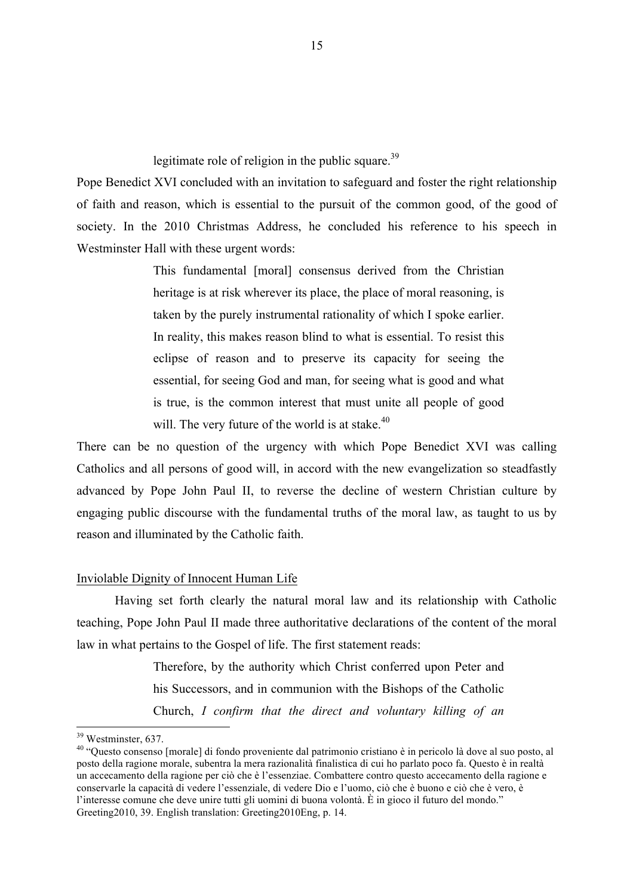legitimate role of religion in the public square.[39]

Pope Benedict XVI concluded with an invitation to safeguard and foster the right relationship of faith and reason, which is essential to the pursuit of the common good, of the good of society. In the 2010 Christmas Address, he concluded his reference to his speech in Westminster Hall with these urgent words:

> This fundamental [moral] consensus derived from the Christian heritage is at risk wherever its place, the place of moral reasoning, is taken by the purely instrumental rationality of which I spoke earlier. In reality, this makes reason blind to what is essential. To resist this eclipse of reason and to preserve its capacity for seeing the essential, for seeing God and man, for seeing what is good and what is true, is the common interest that must unite all people of good will. The very future of the world is at stake.[40]

There can be no question of the urgency with which Pope Benedict XVI was calling Catholics and all persons of good will, in accord with the new evangelization so steadfastly advanced by Pope John Paul II, to reverse the decline of western Christian culture by engaging public discourse with the fundamental truths of the moral law, as taught to us by reason and illuminated by the Catholic faith.

Inviolable Dignity of Innocent Human Life

Having set forth clearly the natural moral law and its relationship with Catholic teaching, Pope John Paul II made three authoritative declarations of the content of the moral law in what pertains to the Gospel of life. The first statement reads:

> Therefore, by the authority which Christ conferred upon Peter and his Successors, and in communion with the Bishops of the Catholic Church, *I confirm that the direct and voluntary killing of an*

---

[39] Westminster, 637.

[40] "Questo consenso [morale] di fondo proveniente dal patrimonio cristiano è in pericolo là dove al suo posto, al posto della ragione morale, subentra la mera razionalità finalistica di cui ho parlato poco fa. Questo è in realtà un accecamento della ragione per ciò che è l'essenziae. Combattere contro questo accecamento della ragione e conservarle la capacità di vedere l'essenziale, di vedere Dio e l'uomo, ciò che è buono e ciò che è vero, è l'interesse comune che deve unire tutti gli uomini di buona volontà. È in gioco il futuro del mondo." Greeting2010, 39. English translation: Greeting2010Eng, p. 14.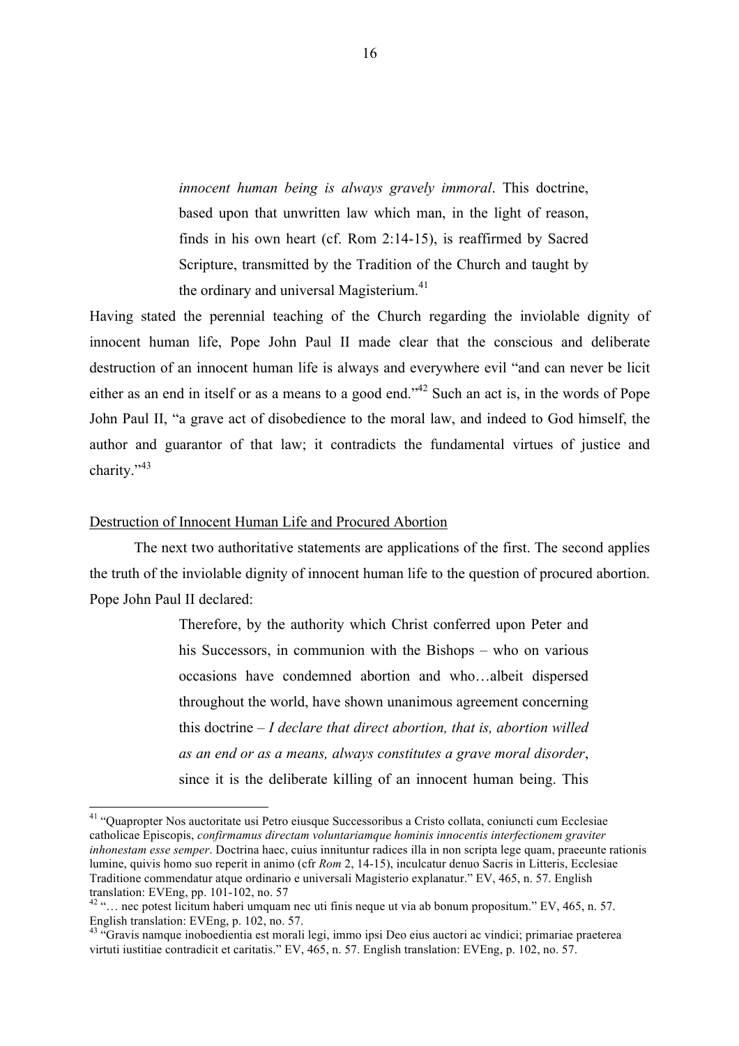> *innocent human being is always gravely immoral*. This doctrine, based upon that unwritten law which man, in the light of reason, finds in his own heart (cf. Rom 2:14-15), is reaffirmed by Sacred Scripture, transmitted by the Tradition of the Church and taught by the ordinary and universal Magisterium.[41]

Having stated the perennial teaching of the Church regarding the inviolable dignity of innocent human life, Pope John Paul II made clear that the conscious and deliberate destruction of an innocent human life is always and everywhere evil "and can never be licit either as an end in itself or as a means to a good end."[42] Such an act is, in the words of Pope John Paul II, "a grave act of disobedience to the moral law, and indeed to God himself, the author and guarantor of that law; it contradicts the fundamental virtues of justice and charity."[43]

<u>Destruction of Innocent Human Life and Procured Abortion</u>

The next two authoritative statements are applications of the first. The second applies the truth of the inviolable dignity of innocent human life to the question of procured abortion. Pope John Paul II declared:

> Therefore, by the authority which Christ conferred upon Peter and his Successors, in communion with the Bishops – who on various occasions have condemned abortion and who…albeit dispersed throughout the world, have shown unanimous agreement concerning this doctrine – *I declare that direct abortion, that is, abortion willed as an end or as a means, always constitutes a grave moral disorder*, since it is the deliberate killing of an innocent human being. This

---

[41] "Quapropter Nos auctoritate usi Petro eiusque Successoribus a Cristo collata, coniuncti cum Ecclesiae catholicae Episcopis, *confirmamus directam voluntariamque hominis innocentis interfectionem graviter inhonestam esse semper*. Doctrina haec, cuius innituntur radices illa in non scripta lege quam, praeeunte rationis lumine, quivis homo suo reperit in animo (cfr *Rom* 2, 14-15), inculcatur denuo Sacris in Litteris, Ecclesiae Traditione commendatur atque ordinario e universali Magisterio explanatur." EV, 465, n. 57. English translation: EVEng, pp. 101-102, no. 57

[42] "… nec potest licitum haberi umquam nec uti finis neque ut via ab bonum propositum." EV, 465, n. 57. English translation: EVEng, p. 102, no. 57.

[43] "Gravis namque inoboedientia est morali legi, immo ipsi Deo eius auctori ac vindici; primariae praeterea virtuti iustitiae contradicit et caritatis." EV, 465, n. 57. English translation: EVEng, p. 102, no. 57.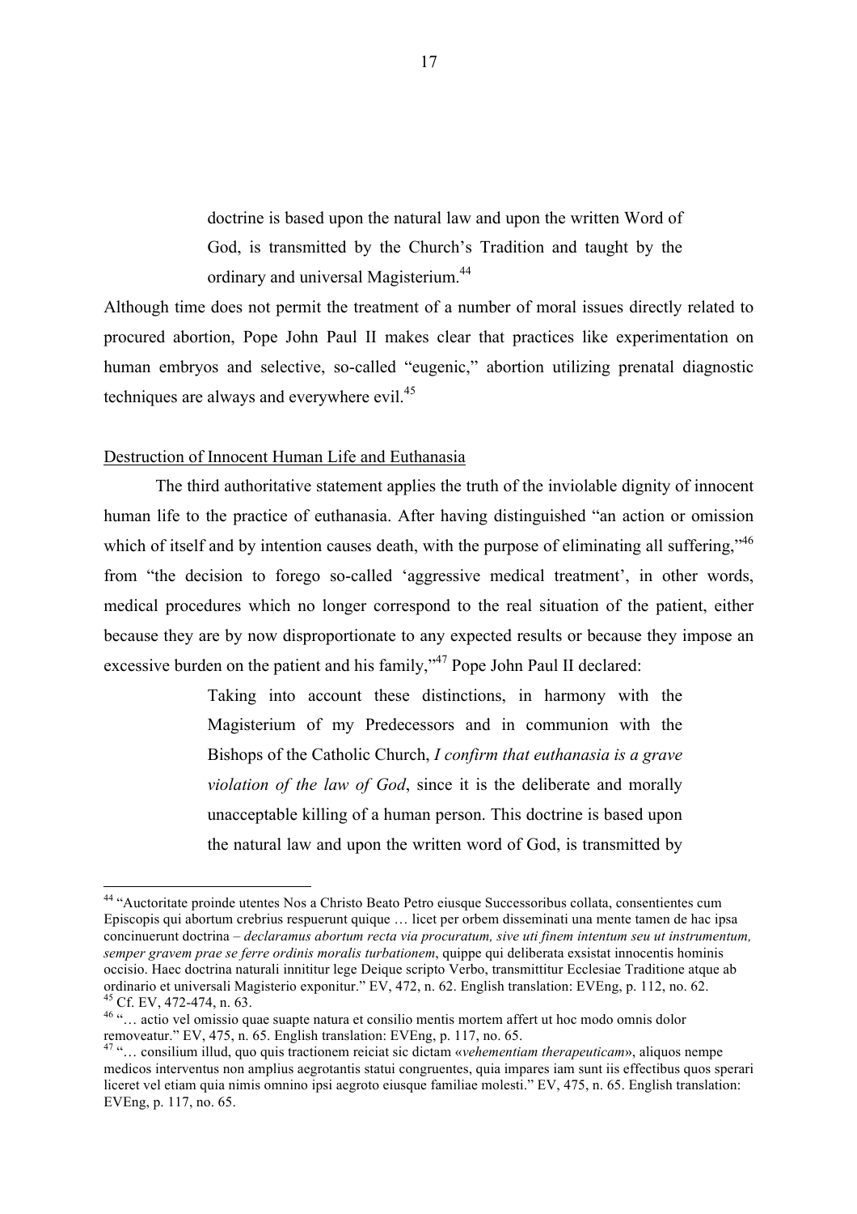> doctrine is based upon the natural law and upon the written Word of God, is transmitted by the Church's Tradition and taught by the ordinary and universal Magisterium.[44]

Although time does not permit the treatment of a number of moral issues directly related to procured abortion, Pope John Paul II makes clear that practices like experimentation on human embryos and selective, so-called "eugenic," abortion utilizing prenatal diagnostic techniques are always and everywhere evil.[45]

Destruction of Innocent Human Life and Euthanasia

The third authoritative statement applies the truth of the inviolable dignity of innocent human life to the practice of euthanasia. After having distinguished "an action or omission which of itself and by intention causes death, with the purpose of eliminating all suffering,"[46] from "the decision to forego so-called 'aggressive medical treatment', in other words, medical procedures which no longer correspond to the real situation of the patient, either because they are by now disproportionate to any expected results or because they impose an excessive burden on the patient and his family,"[47] Pope John Paul II declared:

> Taking into account these distinctions, in harmony with the Magisterium of my Predecessors and in communion with the Bishops of the Catholic Church, *I confirm that euthanasia is a grave violation of the law of God*, since it is the deliberate and morally unacceptable killing of a human person. This doctrine is based upon the natural law and upon the written word of God, is transmitted by

---

[44] "Auctoritate proinde utentes Nos a Christo Beato Petro eiusque Successoribus collata, consentientes cum Episcopis qui abortum crebrius respuerunt quique … licet per orbem disseminati una mente tamen de hac ipsa concinuerunt doctrina – *declaramus abortum recta via procuratum, sive uti finem intentum seu ut instrumentum, semper gravem prae se ferre ordinis moralis turbationem*, quippe qui deliberata exsistat innocentis hominis occisio. Haec doctrina naturali innititur lege Deique scripto Verbo, transmittitur Ecclesiae Traditione atque ab ordinario et universali Magisterio exponitur." EV, 472, n. 62. English translation: EVEng, p. 112, no. 62.

[45] Cf. EV, 472-474, n. 63.

[46] "… actio vel omissio quae suapte natura et consilio mentis mortem affert ut hoc modo omnis dolor removeatur." EV, 475, n. 65. English translation: EVEng, p. 117, no. 65.

[47] "… consilium illud, quo quis tractionem reiciat sic dictam «*vehementiam therapeuticam*», aliquos nempe medicos interventus non amplius aegrotantis statui congruentes, quia impares iam sunt iis effectibus quos sperari liceret vel etiam quia nimis omnino ipsi aegroto eiusque familiae molesti." EV, 475, n. 65. English translation: EVEng, p. 117, no. 65.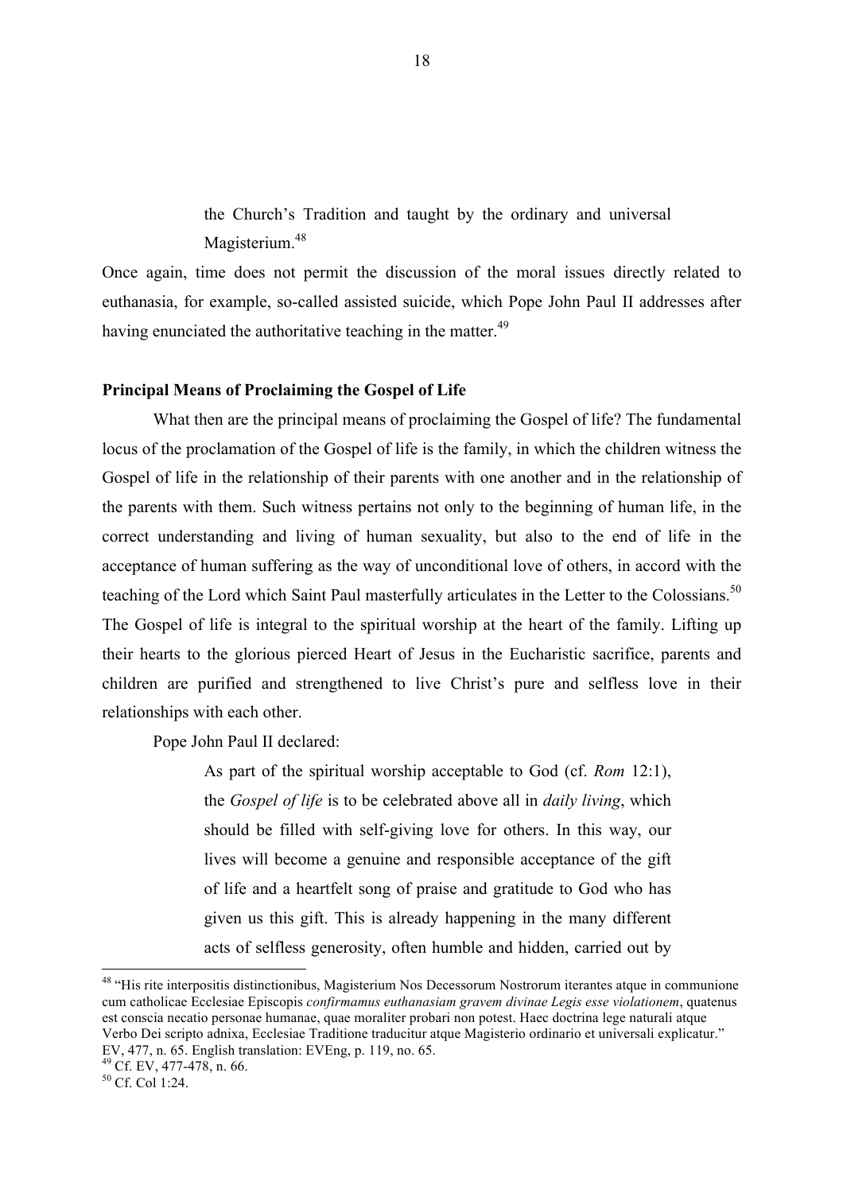> the Church's Tradition and taught by the ordinary and universal Magisterium.[48]

Once again, time does not permit the discussion of the moral issues directly related to euthanasia, for example, so-called assisted suicide, which Pope John Paul II addresses after having enunciated the authoritative teaching in the matter.[49]

**Principal Means of Proclaiming the Gospel of Life**

What then are the principal means of proclaiming the Gospel of life? The fundamental locus of the proclamation of the Gospel of life is the family, in which the children witness the Gospel of life in the relationship of their parents with one another and in the relationship of the parents with them. Such witness pertains not only to the beginning of human life, in the correct understanding and living of human sexuality, but also to the end of life in the acceptance of human suffering as the way of unconditional love of others, in accord with the teaching of the Lord which Saint Paul masterfully articulates in the Letter to the Colossians.[50] The Gospel of life is integral to the spiritual worship at the heart of the family. Lifting up their hearts to the glorious pierced Heart of Jesus in the Eucharistic sacrifice, parents and children are purified and strengthened to live Christ's pure and selfless love in their relationships with each other.

Pope John Paul II declared:

> As part of the spiritual worship acceptable to God (cf. *Rom* 12:1), the *Gospel of life* is to be celebrated above all in *daily living*, which should be filled with self-giving love for others. In this way, our lives will become a genuine and responsible acceptance of the gift of life and a heartfelt song of praise and gratitude to God who has given us this gift. This is already happening in the many different acts of selfless generosity, often humble and hidden, carried out by

---

[48] "His rite interpositis distinctionibus, Magisterium Nos Decessorum Nostrorum iterantes atque in communione cum catholicae Ecclesiae Episcopis *confirmamus euthanasiam gravem divinae Legis esse violationem*, quatenus est conscia necatio personae humanae, quae moraliter probari non potest. Haec doctrina lege naturali atque Verbo Dei scripto adnixa, Ecclesiae Traditione traducitur atque Magisterio ordinario et universali explicatur." EV, 477, n. 65. English translation: EVEng, p. 119, no. 65.

[49] Cf. EV, 477-478, n. 66.

[50] Cf. Col 1:24.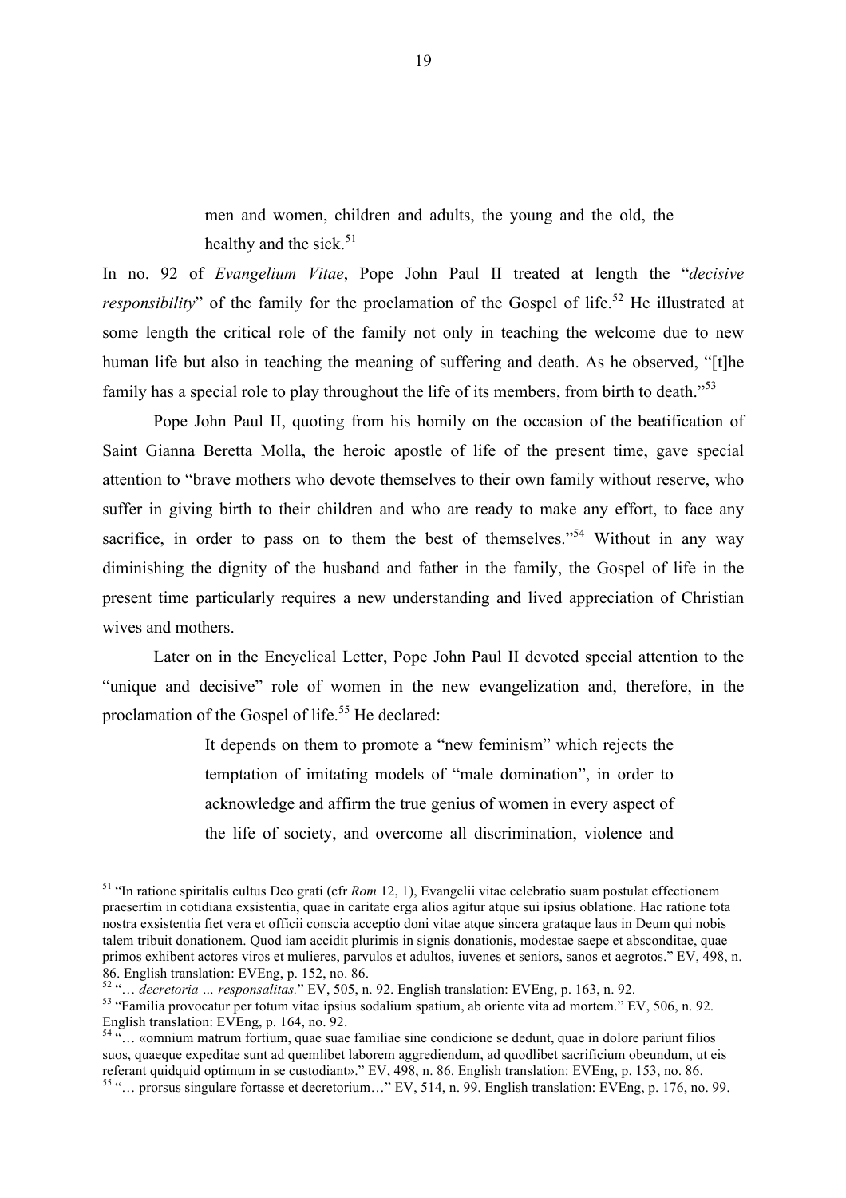> men and women, children and adults, the young and the old, the healthy and the sick.[51]

In no. 92 of *Evangelium Vitae*, Pope John Paul II treated at length the "*decisive responsibility*" of the family for the proclamation of the Gospel of life.[52] He illustrated at some length the critical role of the family not only in teaching the welcome due to new human life but also in teaching the meaning of suffering and death. As he observed, "[t]he family has a special role to play throughout the life of its members, from birth to death."[53]

Pope John Paul II, quoting from his homily on the occasion of the beatification of Saint Gianna Beretta Molla, the heroic apostle of life of the present time, gave special attention to "brave mothers who devote themselves to their own family without reserve, who suffer in giving birth to their children and who are ready to make any effort, to face any sacrifice, in order to pass on to them the best of themselves."[54] Without in any way diminishing the dignity of the husband and father in the family, the Gospel of life in the present time particularly requires a new understanding and lived appreciation of Christian wives and mothers.

Later on in the Encyclical Letter, Pope John Paul II devoted special attention to the "unique and decisive" role of women in the new evangelization and, therefore, in the proclamation of the Gospel of life.[55] He declared:

> It depends on them to promote a "new feminism" which rejects the temptation of imitating models of "male domination", in order to acknowledge and affirm the true genius of women in every aspect of the life of society, and overcome all discrimination, violence and

---

[51] "In ratione spiritalis cultus Deo grati (cfr *Rom* 12, 1), Evangelii vitae celebratio suam postulat effectionem praesertim in cotidiana exsistentia, quae in caritate erga alios agitur atque sui ipsius oblatione. Hac ratione tota nostra exsistentia fiet vera et officii conscia acceptio doni vitae atque sincera grataque laus in Deum qui nobis talem tribuit donationem. Quod iam accidit plurimis in signis donationis, modestae saepe et absconditae, quae primos exhibent actores viros et mulieres, parvulos et adultos, iuvenes et seniors, sanos et aegrotos." EV, 498, n. 86. English translation: EVEng, p. 152, no. 86.

[52] "… *decretoria … responsalitas.*" EV, 505, n. 92. English translation: EVEng, p. 163, n. 92.

[53] "Familia provocatur per totum vitae ipsius sodalium spatium, ab oriente vita ad mortem." EV, 506, n. 92. English translation: EVEng, p. 164, no. 92.

[54] "… «omnium matrum fortium, quae suae familiae sine condicione se dedunt, quae in dolore pariunt filios suos, quaeque expeditae sunt ad quemlibet laborem aggrediendum, ad quodlibet sacrificium obeundum, ut eis referant quidquid optimum in se custodiant»." EV, 498, n. 86. English translation: EVEng, p. 153, no. 86.

[55] "… prorsus singulare fortasse et decretorium…" EV, 514, n. 99. English translation: EVEng, p. 176, no. 99.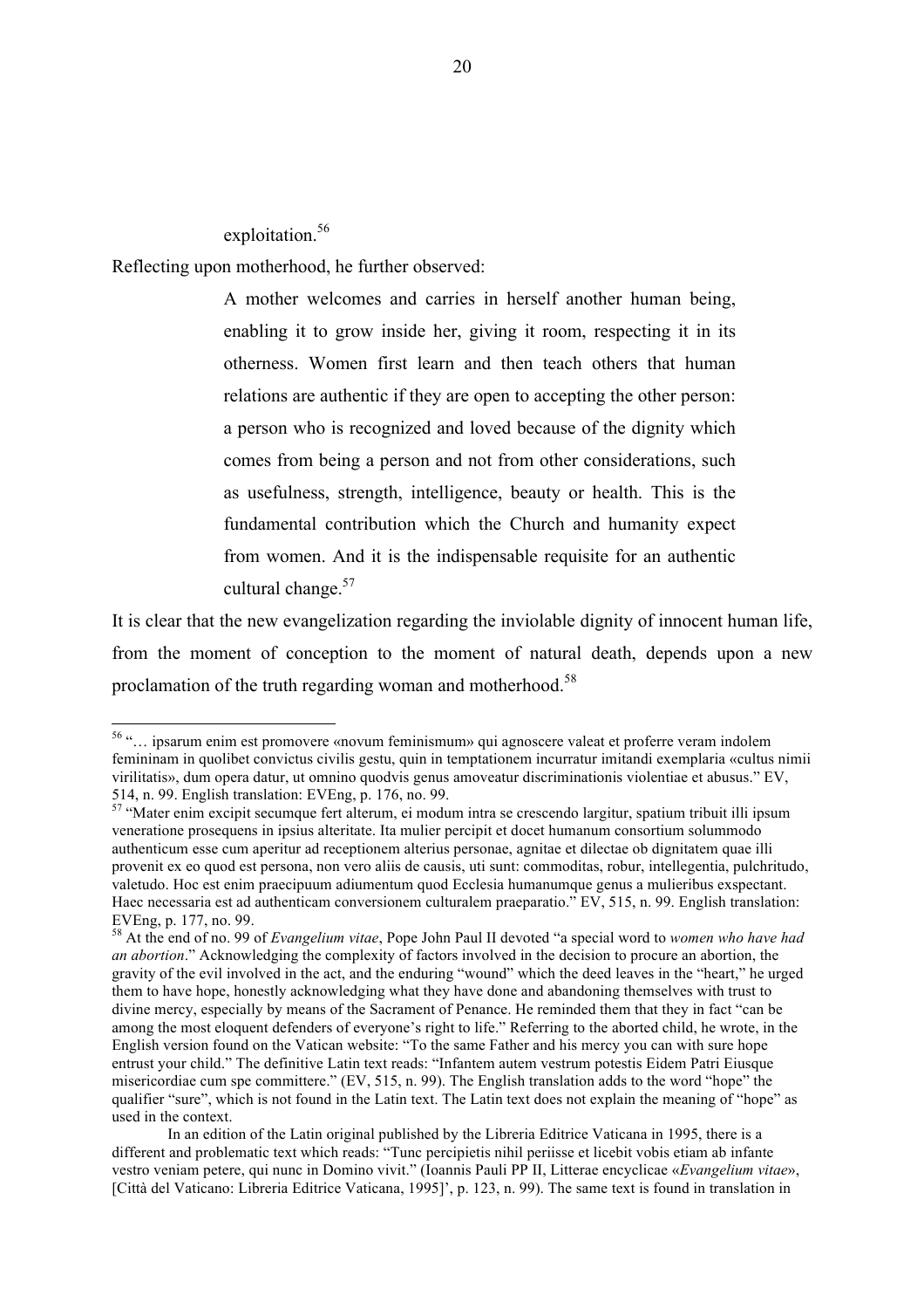exploitation.[56]

Reflecting upon motherhood, he further observed:

> A mother welcomes and carries in herself another human being, enabling it to grow inside her, giving it room, respecting it in its otherness. Women first learn and then teach others that human relations are authentic if they are open to accepting the other person: a person who is recognized and loved because of the dignity which comes from being a person and not from other considerations, such as usefulness, strength, intelligence, beauty or health. This is the fundamental contribution which the Church and humanity expect from women. And it is the indispensable requisite for an authentic cultural change.[57]

It is clear that the new evangelization regarding the inviolable dignity of innocent human life, from the moment of conception to the moment of natural death, depends upon a new proclamation of the truth regarding woman and motherhood.[58]

---

[56] "… ipsarum enim est promovere «novum feminismum» qui agnoscere valeat et proferre veram indolem femininam in quolibet convictus civilis gestu, quin in temptationem incurratur imitandi exemplaria «cultus nimii virilitatis», dum opera datur, ut omnino quodvis genus amoveatur discriminationis violentiae et abusus." EV, 514, n. 99. English translation: EVEng, p. 176, no. 99.

[57] "Mater enim excipit secumque fert alterum, ei modum intra se crescendo largitur, spatium tribuit illi ipsum veneratione prosequens in ipsius alteritate. Ita mulier percipit et docet humanum consortium solummodo authenticum esse cum aperitur ad receptionem alterius personae, agnitae et dilectae ob dignitatem quae illi provenit ex eo quod est persona, non vero aliis de causis, uti sunt: commoditas, robur, intellegentia, pulchritudo, valetudo. Hoc est enim praecipuum adiumentum quod Ecclesia humanumque genus a mulieribus exspectant. Haec necessaria est ad authenticam conversionem culturalem praeparatio." EV, 515, n. 99. English translation: EVEng, p. 177, no. 99.

[58] At the end of no. 99 of *Evangelium vitae*, Pope John Paul II devoted "a special word to *women who have had an abortion*." Acknowledging the complexity of factors involved in the decision to procure an abortion, the gravity of the evil involved in the act, and the enduring "wound" which the deed leaves in the "heart," he urged them to have hope, honestly acknowledging what they have done and abandoning themselves with trust to divine mercy, especially by means of the Sacrament of Penance. He reminded them that they in fact "can be among the most eloquent defenders of everyone's right to life." Referring to the aborted child, he wrote, in the English version found on the Vatican website: "To the same Father and his mercy you can with sure hope entrust your child." The definitive Latin text reads: "Infantem autem vestrum potestis Eidem Patri Eiusque misericordiae cum spe committere." (EV, 515, n. 99). The English translation adds to the word "hope" the qualifier "sure", which is not found in the Latin text. The Latin text does not explain the meaning of "hope" as used in the context.

In an edition of the Latin original published by the Libreria Editrice Vaticana in 1995, there is a different and problematic text which reads: "Tunc percipietis nihil periisse et licebit vobis etiam ab infante vestro veniam petere, qui nunc in Domino vivit." (Ioannis Pauli PP II, Litterae encyclicae «*Evangelium vitae*», [Città del Vaticano: Libreria Editrice Vaticana, 1995]', p. 123, n. 99). The same text is found in translation in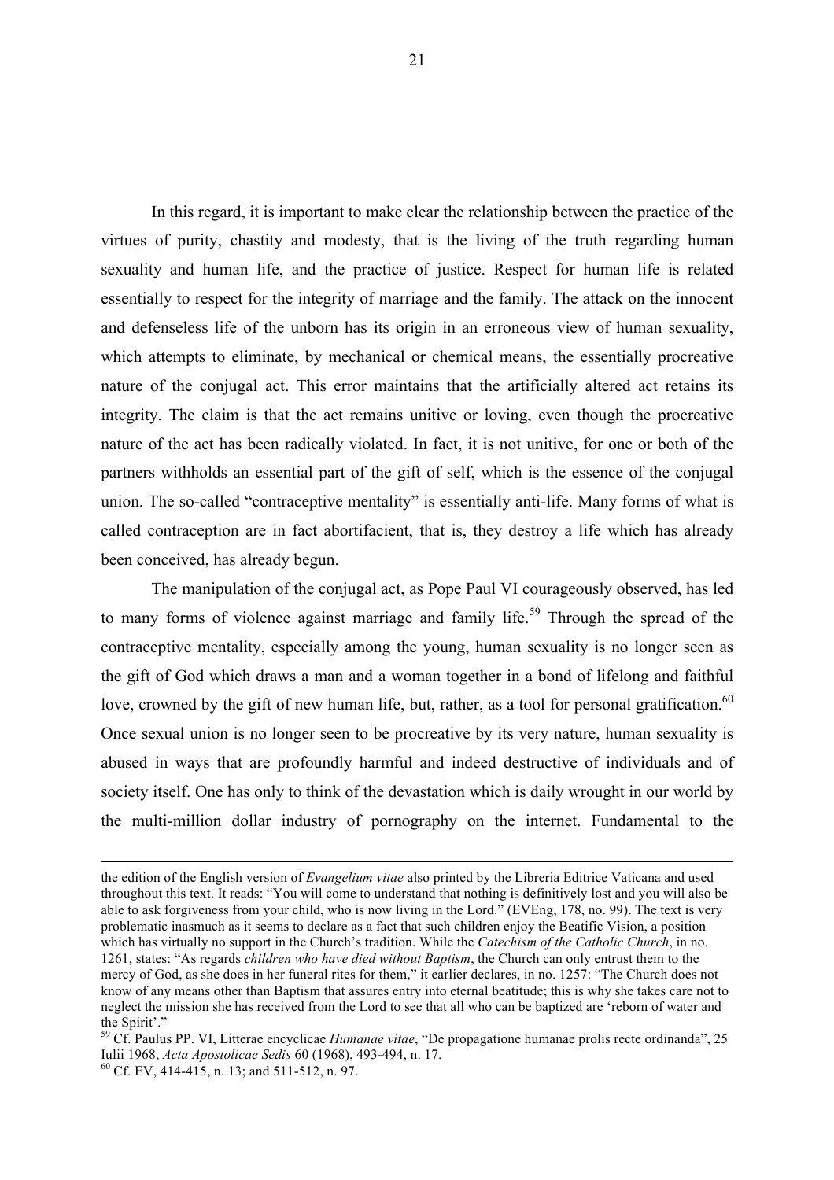In this regard, it is important to make clear the relationship between the practice of the virtues of purity, chastity and modesty, that is the living of the truth regarding human sexuality and human life, and the practice of justice. Respect for human life is related essentially to respect for the integrity of marriage and the family. The attack on the innocent and defenseless life of the unborn has its origin in an erroneous view of human sexuality, which attempts to eliminate, by mechanical or chemical means, the essentially procreative nature of the conjugal act. This error maintains that the artificially altered act retains its integrity. The claim is that the act remains unitive or loving, even though the procreative nature of the act has been radically violated. In fact, it is not unitive, for one or both of the partners withholds an essential part of the gift of self, which is the essence of the conjugal union. The so-called "contraceptive mentality" is essentially anti-life. Many forms of what is called contraception are in fact abortifacient, that is, they destroy a life which has already been conceived, has already begun.

The manipulation of the conjugal act, as Pope Paul VI courageously observed, has led to many forms of violence against marriage and family life.[59] Through the spread of the contraceptive mentality, especially among the young, human sexuality is no longer seen as the gift of God which draws a man and a woman together in a bond of lifelong and faithful love, crowned by the gift of new human life, but, rather, as a tool for personal gratification.[60] Once sexual union is no longer seen to be procreative by its very nature, human sexuality is abused in ways that are profoundly harmful and indeed destructive of individuals and of society itself. One has only to think of the devastation which is daily wrought in our world by the multi-million dollar industry of pornography on the internet. Fundamental to the

---

the edition of the English version of *Evangelium vitae* also printed by the Libreria Editrice Vaticana and used throughout this text. It reads: "You will come to understand that nothing is definitively lost and you will also be able to ask forgiveness from your child, who is now living in the Lord." (EVEng, 178, no. 99). The text is very problematic inasmuch as it seems to declare as a fact that such children enjoy the Beatific Vision, a position which has virtually no support in the Church's tradition. While the *Catechism of the Catholic Church*, in no. 1261, states: "As regards *children who have died without Baptism*, the Church can only entrust them to the mercy of God, as she does in her funeral rites for them," it earlier declares, in no. 1257: "The Church does not know of any means other than Baptism that assures entry into eternal beatitude; this is why she takes care not to neglect the mission she has received from the Lord to see that all who can be baptized are 'reborn of water and the Spirit'."

[59] Cf. Paulus PP. VI, Litterae encyclicae *Humanae vitae*, "De propagatione humanae prolis recte ordinanda", 25 Iulii 1968, *Acta Apostolicae Sedis* 60 (1968), 493-494, n. 17.

[60] Cf. EV, 414-415, n. 13; and 511-512, n. 97.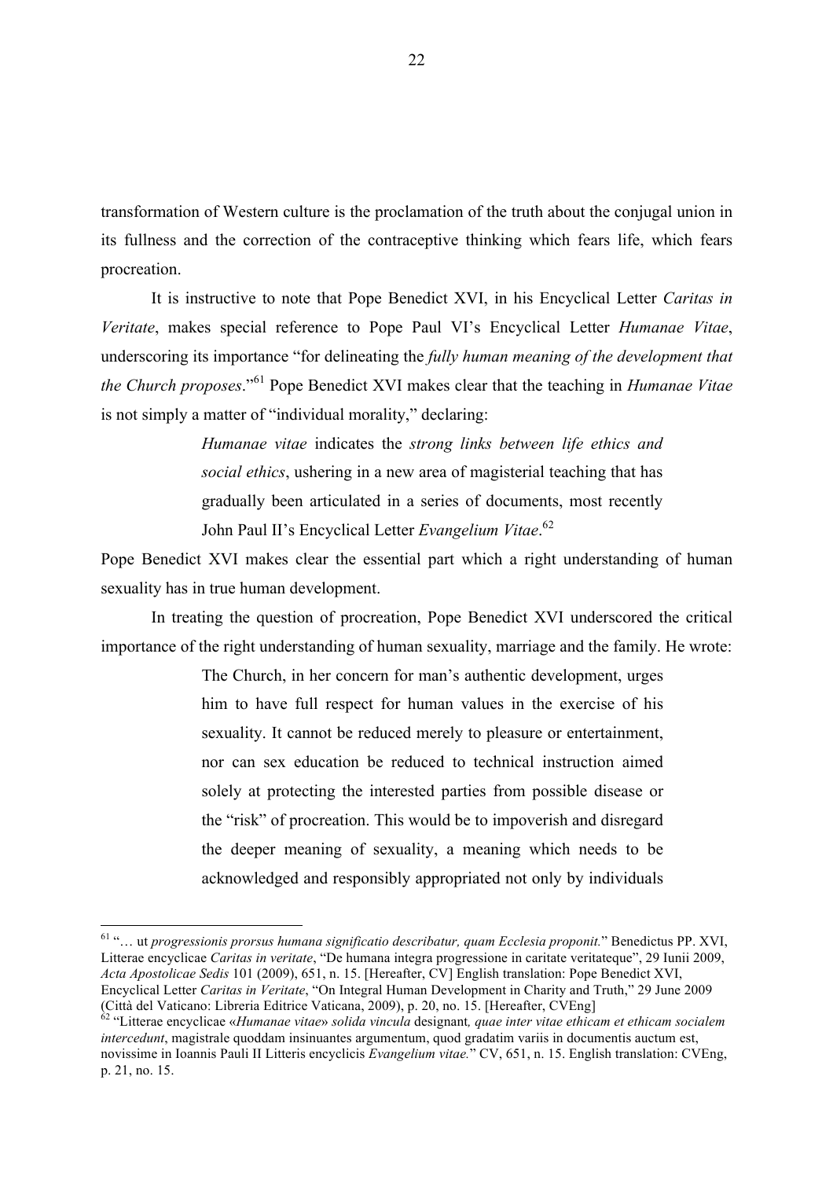transformation of Western culture is the proclamation of the truth about the conjugal union in its fullness and the correction of the contraceptive thinking which fears life, which fears procreation.

It is instructive to note that Pope Benedict XVI, in his Encyclical Letter *Caritas in Veritate*, makes special reference to Pope Paul VI's Encyclical Letter *Humanae Vitae*, underscoring its importance "for delineating the *fully human meaning of the development that the Church proposes*."[61] Pope Benedict XVI makes clear that the teaching in *Humanae Vitae* is not simply a matter of "individual morality," declaring:

> *Humanae vitae* indicates the *strong links between life ethics and social ethics*, ushering in a new area of magisterial teaching that has gradually been articulated in a series of documents, most recently John Paul II's Encyclical Letter *Evangelium Vitae*.[62]

Pope Benedict XVI makes clear the essential part which a right understanding of human sexuality has in true human development.

In treating the question of procreation, Pope Benedict XVI underscored the critical importance of the right understanding of human sexuality, marriage and the family. He wrote:

> The Church, in her concern for man's authentic development, urges him to have full respect for human values in the exercise of his sexuality. It cannot be reduced merely to pleasure or entertainment, nor can sex education be reduced to technical instruction aimed solely at protecting the interested parties from possible disease or the "risk" of procreation. This would be to impoverish and disregard the deeper meaning of sexuality, a meaning which needs to be acknowledged and responsibly appropriated not only by individuals

---

[61] "… ut *progressionis prorsus humana significatio describatur, quam Ecclesia proponit.*" Benedictus PP. XVI, Litterae encyclicae *Caritas in veritate*, "De humana integra progressione in caritate veritateque", 29 Iunii 2009, *Acta Apostolicae Sedis* 101 (2009), 651, n. 15. [Hereafter, CV] English translation: Pope Benedict XVI, Encyclical Letter *Caritas in Veritate*, "On Integral Human Development in Charity and Truth," 29 June 2009 (Città del Vaticano: Libreria Editrice Vaticana, 2009), p. 20, no. 15. [Hereafter, CVEng]

[62] "Litterae encyclicae «*Humanae vitae*» *solida vincula* designant*, quae inter vitae ethicam et ethicam socialem intercedunt*, magistrale quoddam insinuantes argumentum, quod gradatim variis in documentis auctum est, novissime in Ioannis Pauli II Litteris encyclicis *Evangelium vitae.*" CV, 651, n. 15. English translation: CVEng, p. 21, no. 15.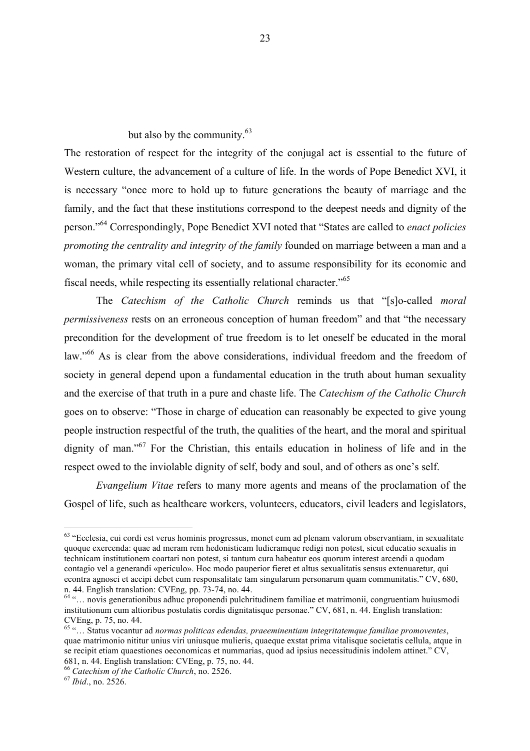but also by the community.[63]

The restoration of respect for the integrity of the conjugal act is essential to the future of Western culture, the advancement of a culture of life. In the words of Pope Benedict XVI, it is necessary "once more to hold up to future generations the beauty of marriage and the family, and the fact that these institutions correspond to the deepest needs and dignity of the person."[64] Correspondingly, Pope Benedict XVI noted that "States are called to *enact policies promoting the centrality and integrity of the family* founded on marriage between a man and a woman, the primary vital cell of society, and to assume responsibility for its economic and fiscal needs, while respecting its essentially relational character."[65]

The *Catechism of the Catholic Church* reminds us that "[s]o-called *moral permissiveness* rests on an erroneous conception of human freedom" and that "the necessary precondition for the development of true freedom is to let oneself be educated in the moral law."[66] As is clear from the above considerations, individual freedom and the freedom of society in general depend upon a fundamental education in the truth about human sexuality and the exercise of that truth in a pure and chaste life. The *Catechism of the Catholic Church* goes on to observe: "Those in charge of education can reasonably be expected to give young people instruction respectful of the truth, the qualities of the heart, and the moral and spiritual dignity of man."[67] For the Christian, this entails education in holiness of life and in the respect owed to the inviolable dignity of self, body and soul, and of others as one's self.

*Evangelium Vitae* refers to many more agents and means of the proclamation of the Gospel of life, such as healthcare workers, volunteers, educators, civil leaders and legislators,

---

[63] "Ecclesia, cui cordi est verus hominis progressus, monet eum ad plenam valorum observantiam, in sexualitate quoque exercenda: quae ad meram rem hedonisticam ludicramque redigi non potest, sicut educatio sexualis in technicam institutionem coartari non potest, si tantum cura habeatur eos quorum interest arcendi a quodam contagio vel a generandi «periculo». Hoc modo pauperior fieret et altus sexualitatis sensus extenuaretur, qui econtra agnosci et accipi debet cum responsalitate tam singularum personarum quam communitatis." CV, 680, n. 44. English translation: CVEng, pp. 73-74, no. 44.

[64] "… novis generationibus adhuc proponendi pulchritudinem familiae et matrimonii, congruentiam huiusmodi institutionum cum altioribus postulatis cordis dignitatisque personae." CV, 681, n. 44. English translation: CVEng, p. 75, no. 44.

[65] "… Status vocantur ad *normas politicas edendas, praeeminentiam integritatemque familiae promoventes*, quae matrimonio nititur unius viri uniusque mulieris, quaeque exstat prima vitalisque societatis cellula, atque in se recipit etiam quaestiones oeconomicas et nummarias, quod ad ipsius necessitudinis indolem attinet." CV, 681, n. 44. English translation: CVEng, p. 75, no. 44.

[66] *Catechism of the Catholic Church*, no. 2526.

[67] *Ibid*., no. 2526.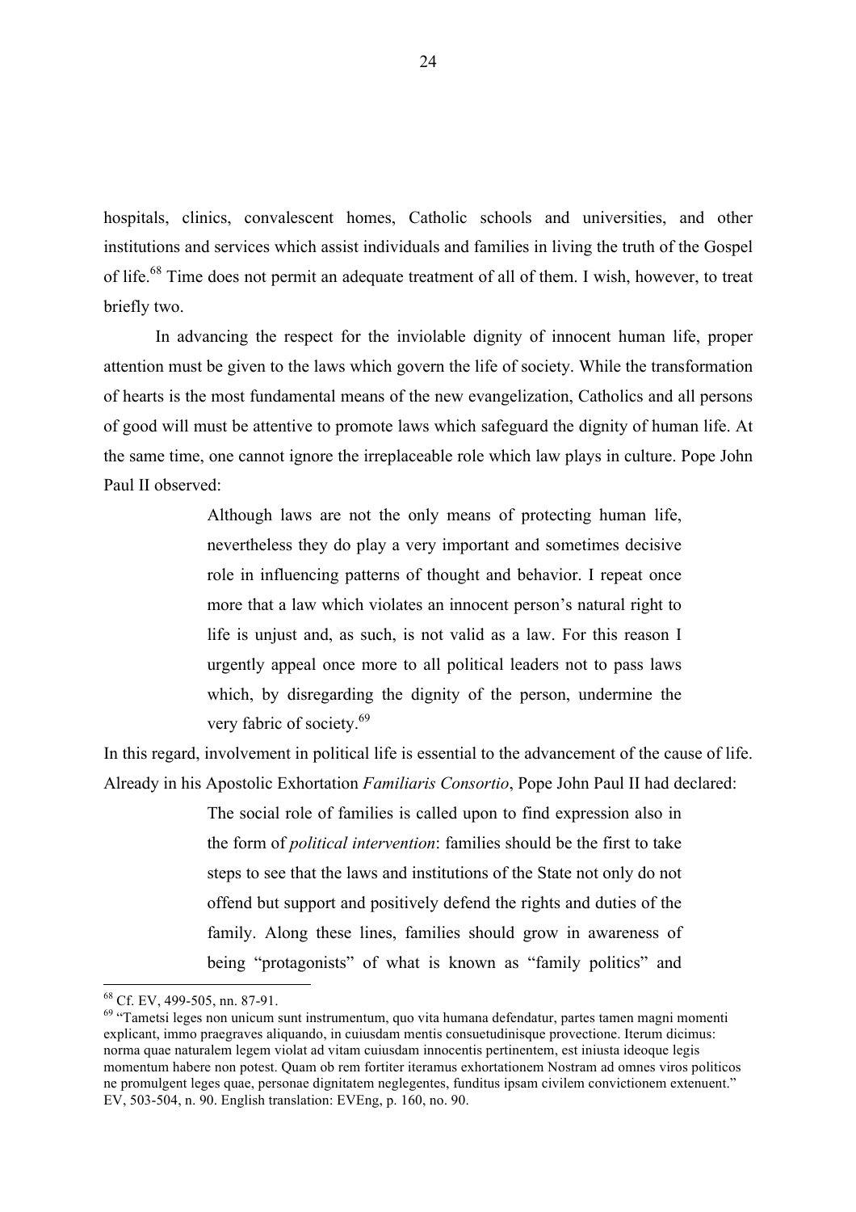hospitals, clinics, convalescent homes, Catholic schools and universities, and other institutions and services which assist individuals and families in living the truth of the Gospel of life.[68] Time does not permit an adequate treatment of all of them. I wish, however, to treat briefly two.

In advancing the respect for the inviolable dignity of innocent human life, proper attention must be given to the laws which govern the life of society. While the transformation of hearts is the most fundamental means of the new evangelization, Catholics and all persons of good will must be attentive to promote laws which safeguard the dignity of human life. At the same time, one cannot ignore the irreplaceable role which law plays in culture. Pope John Paul II observed:

> Although laws are not the only means of protecting human life, nevertheless they do play a very important and sometimes decisive role in influencing patterns of thought and behavior. I repeat once more that a law which violates an innocent person's natural right to life is unjust and, as such, is not valid as a law. For this reason I urgently appeal once more to all political leaders not to pass laws which, by disregarding the dignity of the person, undermine the very fabric of society.[69]

In this regard, involvement in political life is essential to the advancement of the cause of life. Already in his Apostolic Exhortation *Familiaris Consortio*, Pope John Paul II had declared:

> The social role of families is called upon to find expression also in the form of *political intervention*: families should be the first to take steps to see that the laws and institutions of the State not only do not offend but support and positively defend the rights and duties of the family. Along these lines, families should grow in awareness of being "protagonists" of what is known as "family politics" and

---

[68] Cf. EV, 499-505, nn. 87-91.

[69] "Tametsi leges non unicum sunt instrumentum, quo vita humana defendatur, partes tamen magni momenti explicant, immo praegraves aliquando, in cuiusdam mentis consuetudinisque provectione. Iterum dicimus: norma quae naturalem legem violat ad vitam cuiusdam innocentis pertinentem, est iniusta ideoque legis momentum habere non potest. Quam ob rem fortiter iteramus exhortationem Nostram ad omnes viros politicos ne promulgent leges quae, personae dignitatem neglegentes, funditus ipsam civilem convictionem extenuent." EV, 503-504, n. 90. English translation: EVEng, p. 160, no. 90.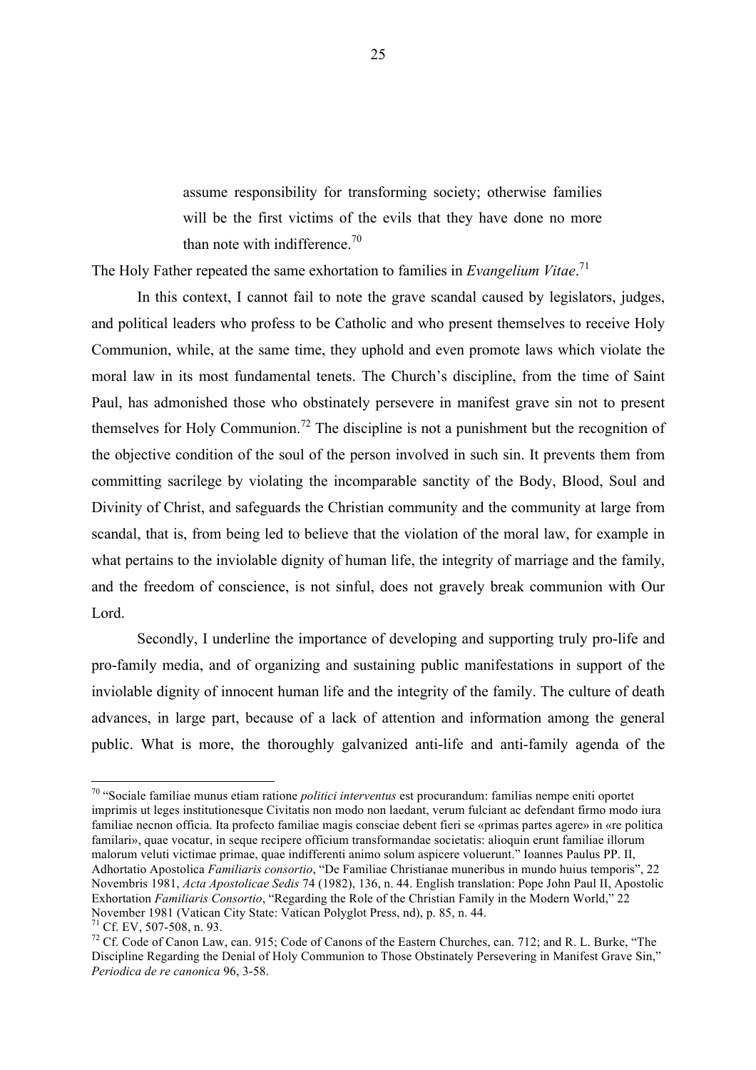> assume responsibility for transforming society; otherwise families will be the first victims of the evils that they have done no more than note with indifference.[70]

The Holy Father repeated the same exhortation to families in *Evangelium Vitae*.[71]

In this context, I cannot fail to note the grave scandal caused by legislators, judges, and political leaders who profess to be Catholic and who present themselves to receive Holy Communion, while, at the same time, they uphold and even promote laws which violate the moral law in its most fundamental tenets. The Church's discipline, from the time of Saint Paul, has admonished those who obstinately persevere in manifest grave sin not to present themselves for Holy Communion.[72] The discipline is not a punishment but the recognition of the objective condition of the soul of the person involved in such sin. It prevents them from committing sacrilege by violating the incomparable sanctity of the Body, Blood, Soul and Divinity of Christ, and safeguards the Christian community and the community at large from scandal, that is, from being led to believe that the violation of the moral law, for example in what pertains to the inviolable dignity of human life, the integrity of marriage and the family, and the freedom of conscience, is not sinful, does not gravely break communion with Our Lord.

Secondly, I underline the importance of developing and supporting truly pro-life and pro-family media, and of organizing and sustaining public manifestations in support of the inviolable dignity of innocent human life and the integrity of the family. The culture of death advances, in large part, because of a lack of attention and information among the general public. What is more, the thoroughly galvanized anti-life and anti-family agenda of the

---

[70] "Sociale familiae munus etiam ratione *politici interventus* est procurandum: familias nempe eniti oportet imprimis ut leges institutionesque Civitatis non modo non laedant, verum fulciant ac defendant firmo modo iura familiae necnon officia. Ita profecto familiae magis consciae debent fieri se «primas partes agere» in «re politica familari», quae vocatur, in seque recipere officium transformandae societatis: alioquin erunt familiae illorum malorum veluti victimae primae, quae indifferenti animo solum aspicere voluerunt." Ioannes Paulus PP. II, Adhortatio Apostolica *Familiaris consortio*, "De Familiae Christianae muneribus in mundo huius temporis", 22 Novembris 1981, *Acta Apostolicae Sedis* 74 (1982), 136, n. 44. English translation: Pope John Paul II, Apostolic Exhortation *Familiaris Consortio*, "Regarding the Role of the Christian Family in the Modern World," 22 November 1981 (Vatican City State: Vatican Polyglot Press, nd), p. 85, n. 44.

[71] Cf. EV, 507-508, n. 93.

[72] Cf. Code of Canon Law, can. 915; Code of Canons of the Eastern Churches, can. 712; and R. L. Burke, "The Discipline Regarding the Denial of Holy Communion to Those Obstinately Persevering in Manifest Grave Sin," *Periodica de re canonica* 96, 3-58.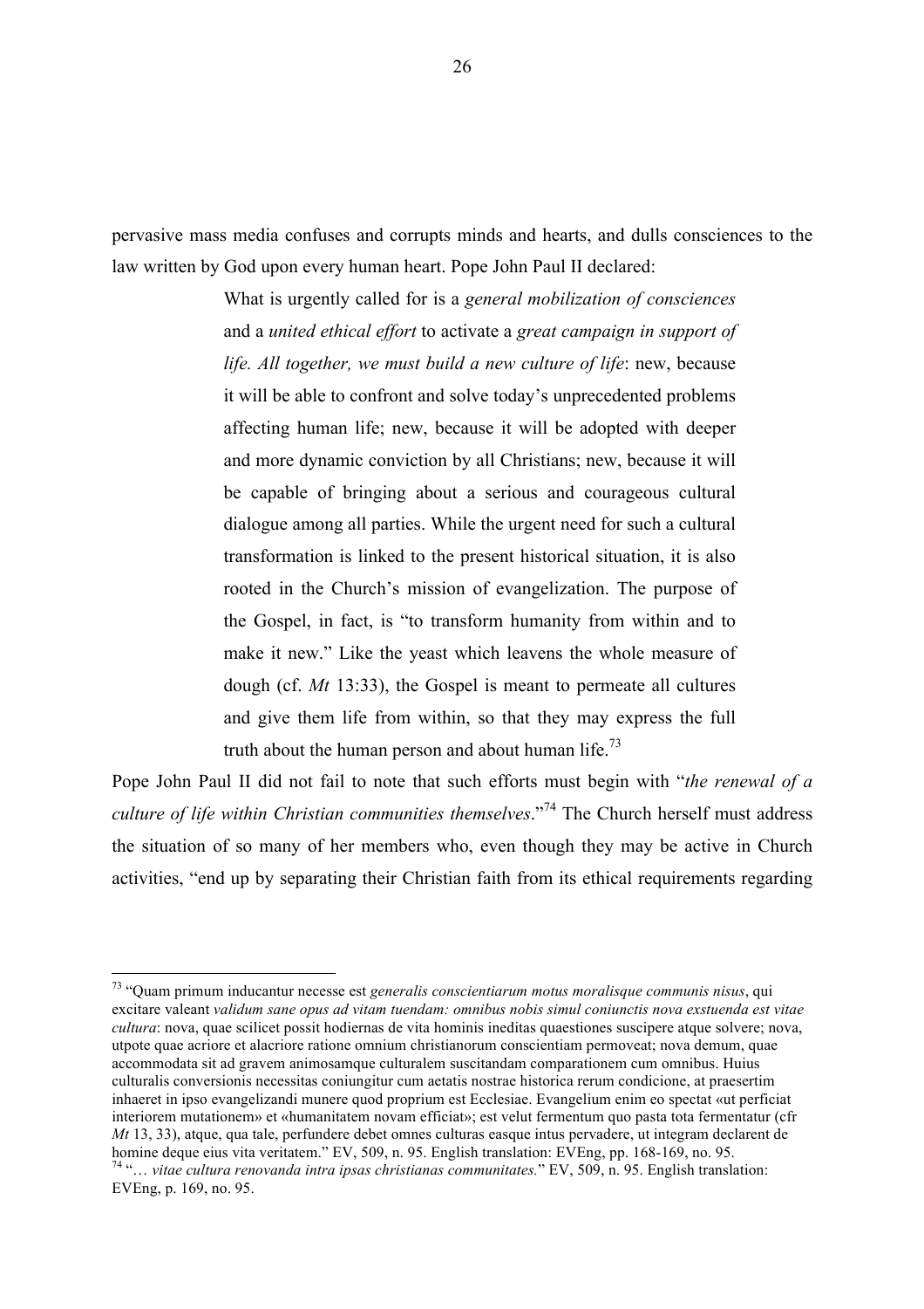pervasive mass media confuses and corrupts minds and hearts, and dulls consciences to the law written by God upon every human heart. Pope John Paul II declared:

> What is urgently called for is a *general mobilization of consciences* and a *united ethical effort* to activate a *great campaign in support of life. All together, we must build a new culture of life*: new, because it will be able to confront and solve today's unprecedented problems affecting human life; new, because it will be adopted with deeper and more dynamic conviction by all Christians; new, because it will be capable of bringing about a serious and courageous cultural dialogue among all parties. While the urgent need for such a cultural transformation is linked to the present historical situation, it is also rooted in the Church's mission of evangelization. The purpose of the Gospel, in fact, is "to transform humanity from within and to make it new." Like the yeast which leavens the whole measure of dough (cf. *Mt* 13:33), the Gospel is meant to permeate all cultures and give them life from within, so that they may express the full truth about the human person and about human life.[73]

Pope John Paul II did not fail to note that such efforts must begin with "*the renewal of a culture of life within Christian communities themselves*."[74] The Church herself must address the situation of so many of her members who, even though they may be active in Church activities, "end up by separating their Christian faith from its ethical requirements regarding

---

[73] "Quam primum inducantur necesse est *generalis conscientiarum motus moralisque communis nisus*, qui excitare valeant *validum sane opus ad vitam tuendam: omnibus nobis simul coniunctis nova exstuenda est vitae cultura*: nova, quae scilicet possit hodiernas de vita hominis ineditas quaestiones suscipere atque solvere; nova, utpote quae acriore et alacriore ratione omnium christianorum conscientiam permoveat; nova demum, quae accommodata sit ad gravem animosamque culturalem suscitandam comparationem cum omnibus. Huius culturalis conversionis necessitas coniungitur cum aetatis nostrae historica rerum condicione, at praesertim inhaeret in ipso evangelizandi munere quod proprium est Ecclesiae. Evangelium enim eo spectat «ut perficiat interiorem mutationem» et «humanitatem novam efficiat»; est velut fermentum quo pasta tota fermentatur (cfr *Mt* 13, 33), atque, qua tale, perfundere debet omnes culturas easque intus pervadere, ut integram declarent de homine deque eius vita veritatem." EV, 509, n. 95. English translation: EVEng, pp. 168-169, no. 95.

[74] "… *vitae cultura renovanda intra ipsas christianas communitates.*" EV, 509, n. 95. English translation: EVEng, p. 169, no. 95.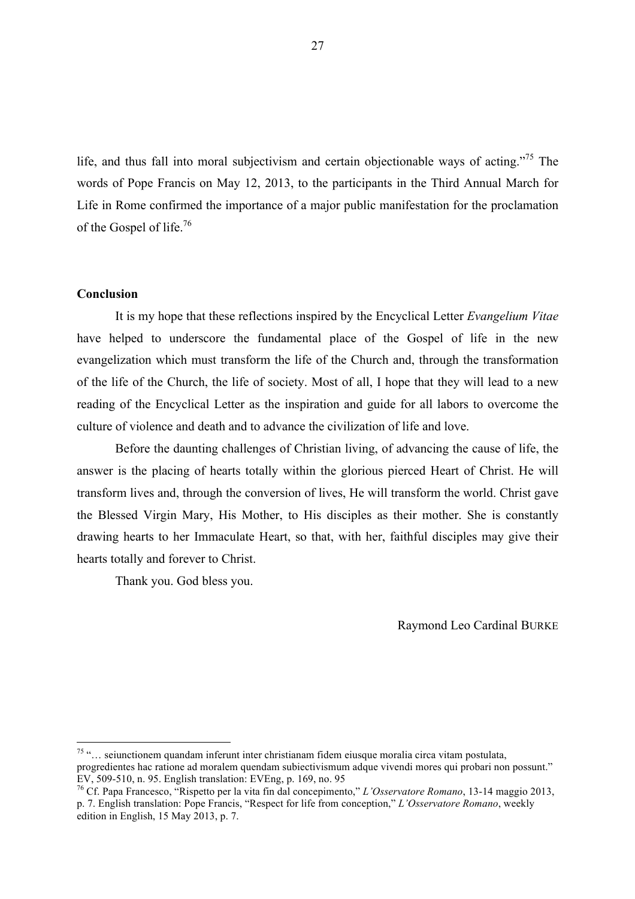life, and thus fall into moral subjectivism and certain objectionable ways of acting."[75] The words of Pope Francis on May 12, 2013, to the participants in the Third Annual March for Life in Rome confirmed the importance of a major public manifestation for the proclamation of the Gospel of life.[76]

## Conclusion

It is my hope that these reflections inspired by the Encyclical Letter *Evangelium Vitae* have helped to underscore the fundamental place of the Gospel of life in the new evangelization which must transform the life of the Church and, through the transformation of the life of the Church, the life of society. Most of all, I hope that they will lead to a new reading of the Encyclical Letter as the inspiration and guide for all labors to overcome the culture of violence and death and to advance the civilization of life and love.

Before the daunting challenges of Christian living, of advancing the cause of life, the answer is the placing of hearts totally within the glorious pierced Heart of Christ. He will transform lives and, through the conversion of lives, He will transform the world. Christ gave the Blessed Virgin Mary, His Mother, to His disciples as their mother. She is constantly drawing hearts to her Immaculate Heart, so that, with her, faithful disciples may give their hearts totally and forever to Christ.

Thank you. God bless you.

Raymond Leo Cardinal BURKE

---

[75] "… seiunctionem quandam inferunt inter christianam fidem eiusque moralia circa vitam postulata, progredientes hac ratione ad moralem quendam subiectivismum adque vivendi mores qui probari non possunt." EV, 509-510, n. 95. English translation: EVEng, p. 169, no. 95

[76] Cf. Papa Francesco, "Rispetto per la vita fin dal concepimento," *L'Osservatore Romano*, 13-14 maggio 2013, p. 7. English translation: Pope Francis, "Respect for life from conception," *L'Osservatore Romano*, weekly edition in English, 15 May 2013, p. 7.